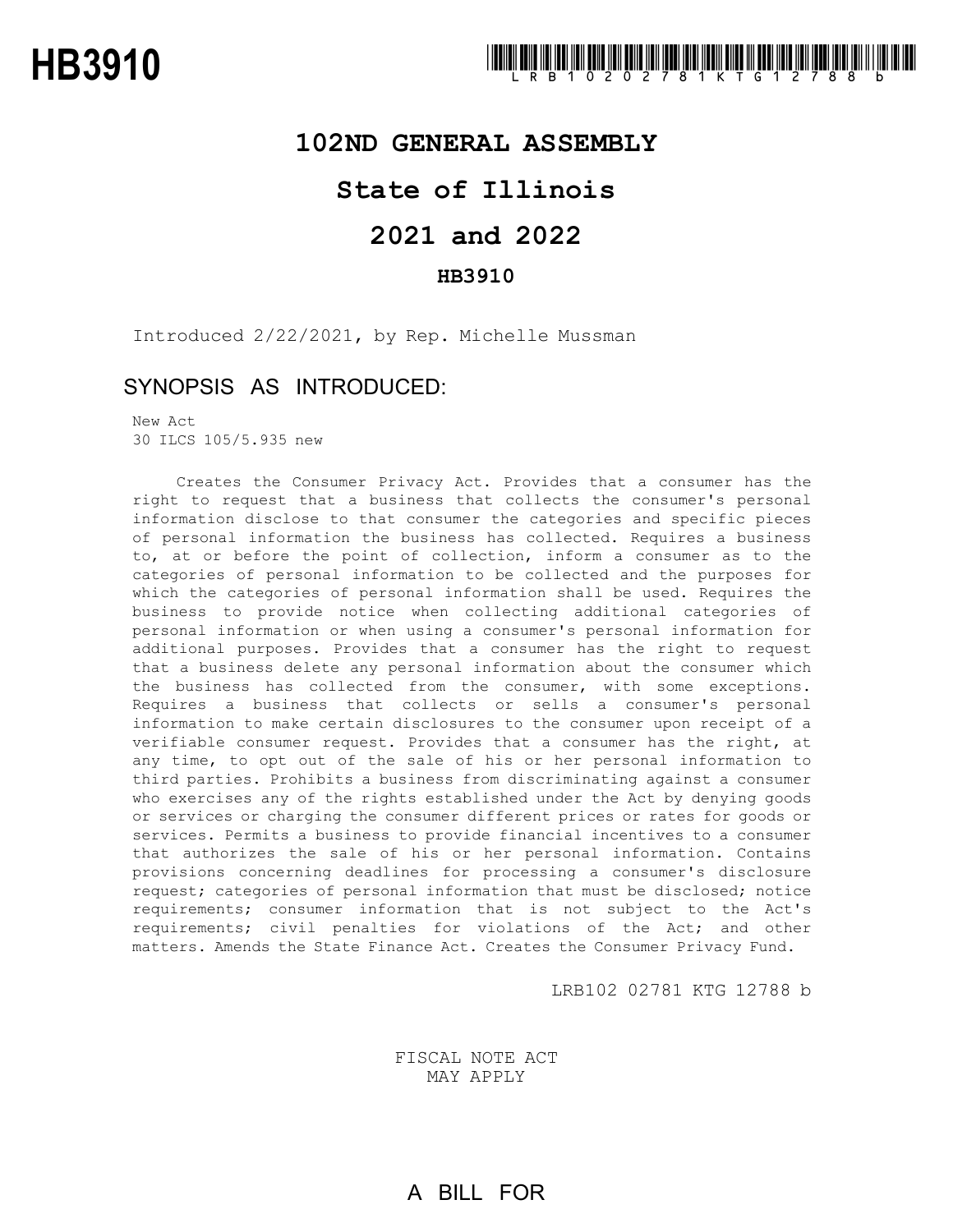# HB3910

LRB102 02781 KTG 12788 b

## 102ND GENERAL ASSEMBLY

## State of Illinois

## 2021 and 2022

### HB3910

Introduced 2/22/2021, by Rep. Michelle Mussman

## SYNOPSIS AS INTRODUCED:

New Act
30 ILCS 105/5.935 new

Creates the Consumer Privacy Act. Provides that a consumer has the right to request that a business that collects the consumer's personal information disclose to that consumer the categories and specific pieces of personal information the business has collected. Requires a business to, at or before the point of collection, inform a consumer as to the categories of personal information to be collected and the purposes for which the categories of personal information shall be used. Requires the business to provide notice when collecting additional categories of personal information or when using a consumer's personal information for additional purposes. Provides that a consumer has the right to request that a business delete any personal information about the consumer which the business has collected from the consumer, with some exceptions. Requires a business that collects or sells a consumer's personal information to make certain disclosures to the consumer upon receipt of a verifiable consumer request. Provides that a consumer has the right, at any time, to opt out of the sale of his or her personal information to third parties. Prohibits a business from discriminating against a consumer who exercises any of the rights established under the Act by denying goods or services or charging the consumer different prices or rates for goods or services. Permits a business to provide financial incentives to a consumer that authorizes the sale of his or her personal information. Contains provisions concerning deadlines for processing a consumer's disclosure request; categories of personal information that must be disclosed; notice requirements; consumer information that is not subject to the Act's requirements; civil penalties for violations of the Act; and other matters. Amends the State Finance Act. Creates the Consumer Privacy Fund.

LRB102 02781 KTG 12788 b

FISCAL NOTE ACT
MAY APPLY

A BILL FOR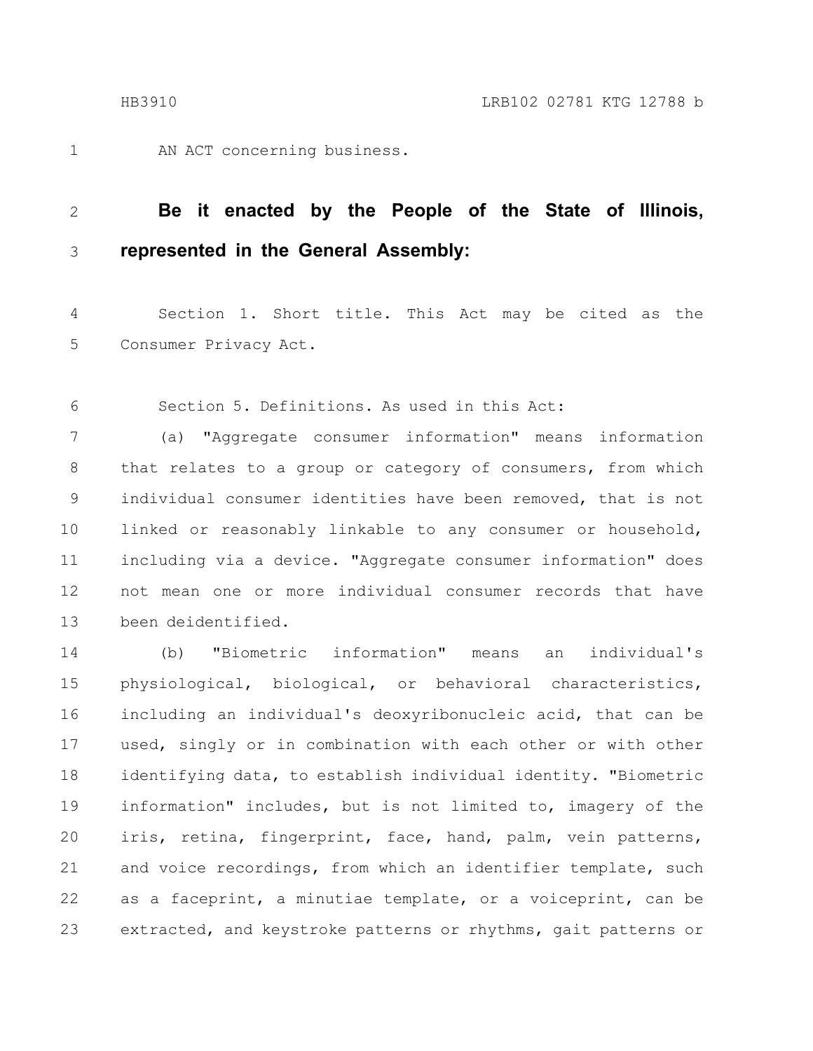AN ACT concerning business.

**Be it enacted by the People of the State of Illinois, represented in the General Assembly:**

Section 1. Short title. This Act may be cited as the Consumer Privacy Act.

Section 5. Definitions. As used in this Act:

(a) "Aggregate consumer information" means information that relates to a group or category of consumers, from which individual consumer identities have been removed, that is not linked or reasonably linkable to any consumer or household, including via a device. "Aggregate consumer information" does not mean one or more individual consumer records that have been deidentified.

(b) "Biometric information" means an individual's physiological, biological, or behavioral characteristics, including an individual's deoxyribonucleic acid, that can be used, singly or in combination with each other or with other identifying data, to establish individual identity. "Biometric information" includes, but is not limited to, imagery of the iris, retina, fingerprint, face, hand, palm, vein patterns, and voice recordings, from which an identifier template, such as a faceprint, a minutiae template, or a voiceprint, can be extracted, and keystroke patterns or rhythms, gait patterns or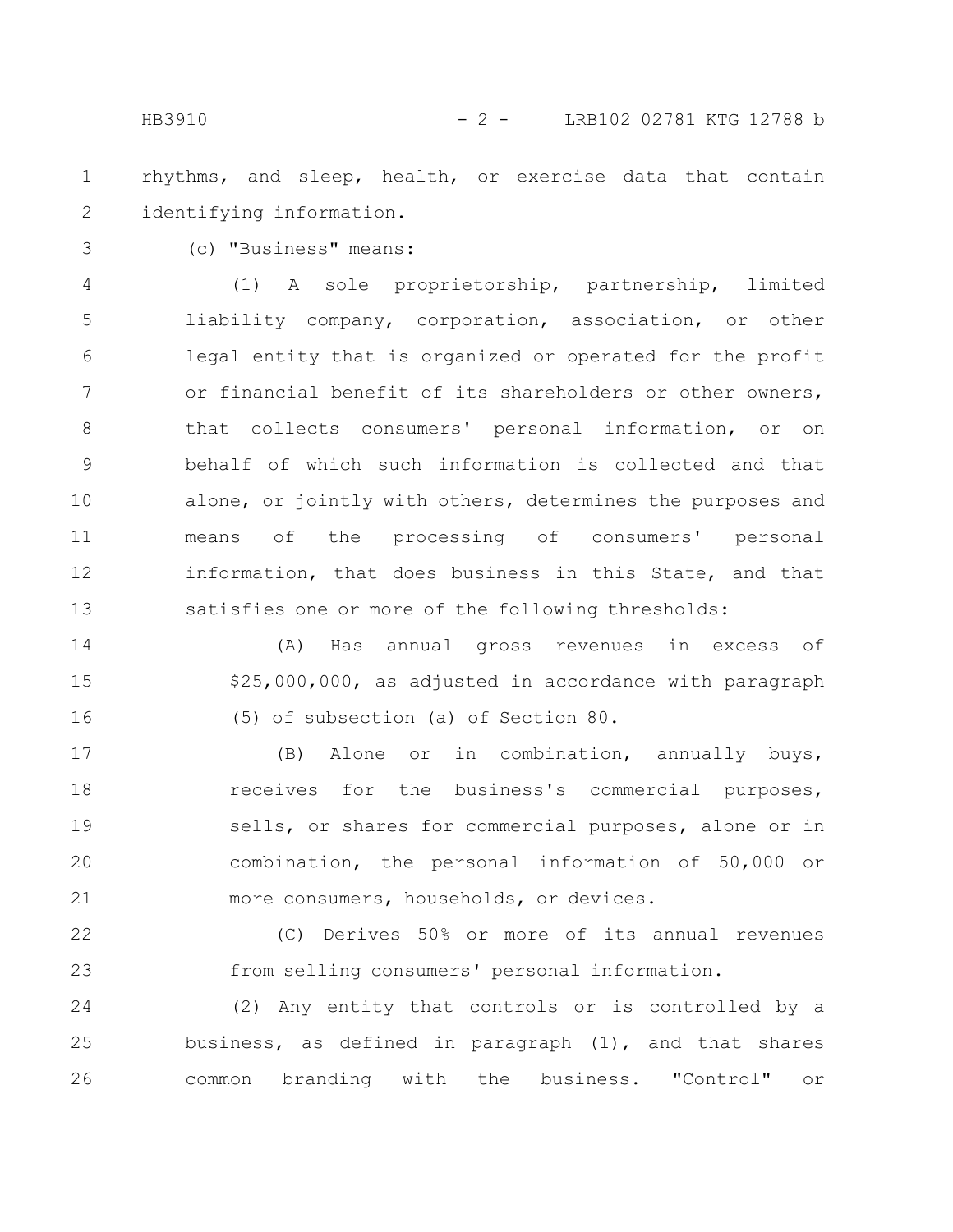rhythms, and sleep, health, or exercise data that contain identifying information.

(c) "Business" means:

(1) A sole proprietorship, partnership, limited liability company, corporation, association, or other legal entity that is organized or operated for the profit or financial benefit of its shareholders or other owners, that collects consumers' personal information, or on behalf of which such information is collected and that alone, or jointly with others, determines the purposes and means of the processing of consumers' personal information, that does business in this State, and that satisfies one or more of the following thresholds:

(A) Has annual gross revenues in excess of $25,000,000, as adjusted in accordance with paragraph (5) of subsection (a) of Section 80.

(B) Alone or in combination, annually buys, receives for the business's commercial purposes, sells, or shares for commercial purposes, alone or in combination, the personal information of 50,000 or more consumers, households, or devices.

(C) Derives 50% or more of its annual revenues from selling consumers' personal information.

(2) Any entity that controls or is controlled by a business, as defined in paragraph (1), and that shares common branding with the business. "Control" or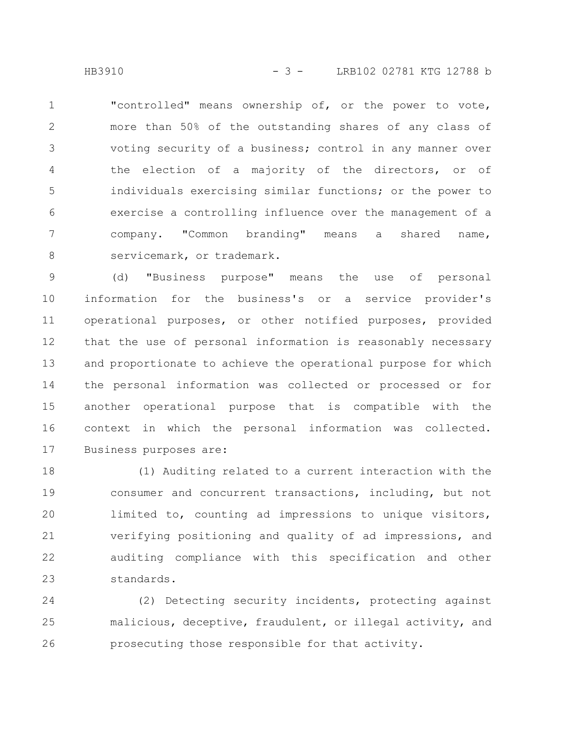"controlled" means ownership of, or the power to vote, more than 50% of the outstanding shares of any class of voting security of a business; control in any manner over the election of a majority of the directors, or of individuals exercising similar functions; or the power to exercise a controlling influence over the management of a company. "Common branding" means a shared name, servicemark, or trademark.

(d) "Business purpose" means the use of personal information for the business's or a service provider's operational purposes, or other notified purposes, provided that the use of personal information is reasonably necessary and proportionate to achieve the operational purpose for which the personal information was collected or processed or for another operational purpose that is compatible with the context in which the personal information was collected. Business purposes are:

(1) Auditing related to a current interaction with the consumer and concurrent transactions, including, but not limited to, counting ad impressions to unique visitors, verifying positioning and quality of ad impressions, and auditing compliance with this specification and other standards.

(2) Detecting security incidents, protecting against malicious, deceptive, fraudulent, or illegal activity, and prosecuting those responsible for that activity.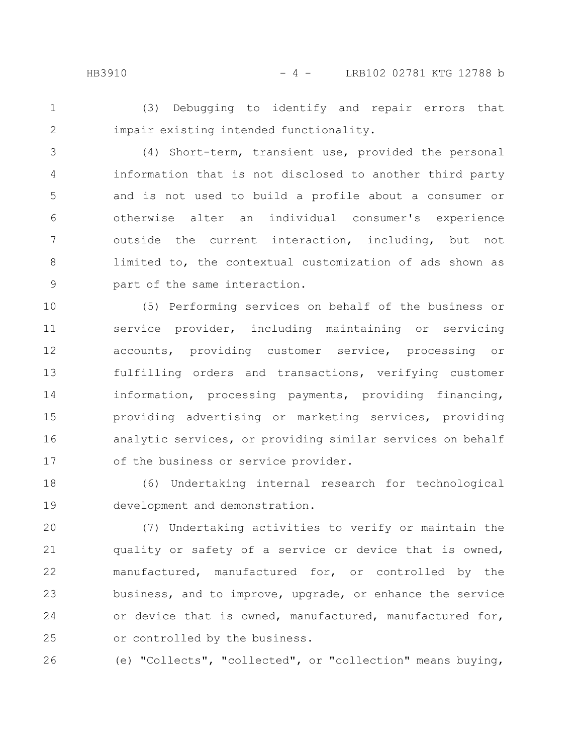(3) Debugging to identify and repair errors that impair existing intended functionality.

(4) Short-term, transient use, provided the personal information that is not disclosed to another third party and is not used to build a profile about a consumer or otherwise alter an individual consumer's experience outside the current interaction, including, but not limited to, the contextual customization of ads shown as part of the same interaction.

(5) Performing services on behalf of the business or service provider, including maintaining or servicing accounts, providing customer service, processing or fulfilling orders and transactions, verifying customer information, processing payments, providing financing, providing advertising or marketing services, providing analytic services, or providing similar services on behalf of the business or service provider.

(6) Undertaking internal research for technological development and demonstration.

(7) Undertaking activities to verify or maintain the quality or safety of a service or device that is owned, manufactured, manufactured for, or controlled by the business, and to improve, upgrade, or enhance the service or device that is owned, manufactured, manufactured for, or controlled by the business.

(e) "Collects", "collected", or "collection" means buying,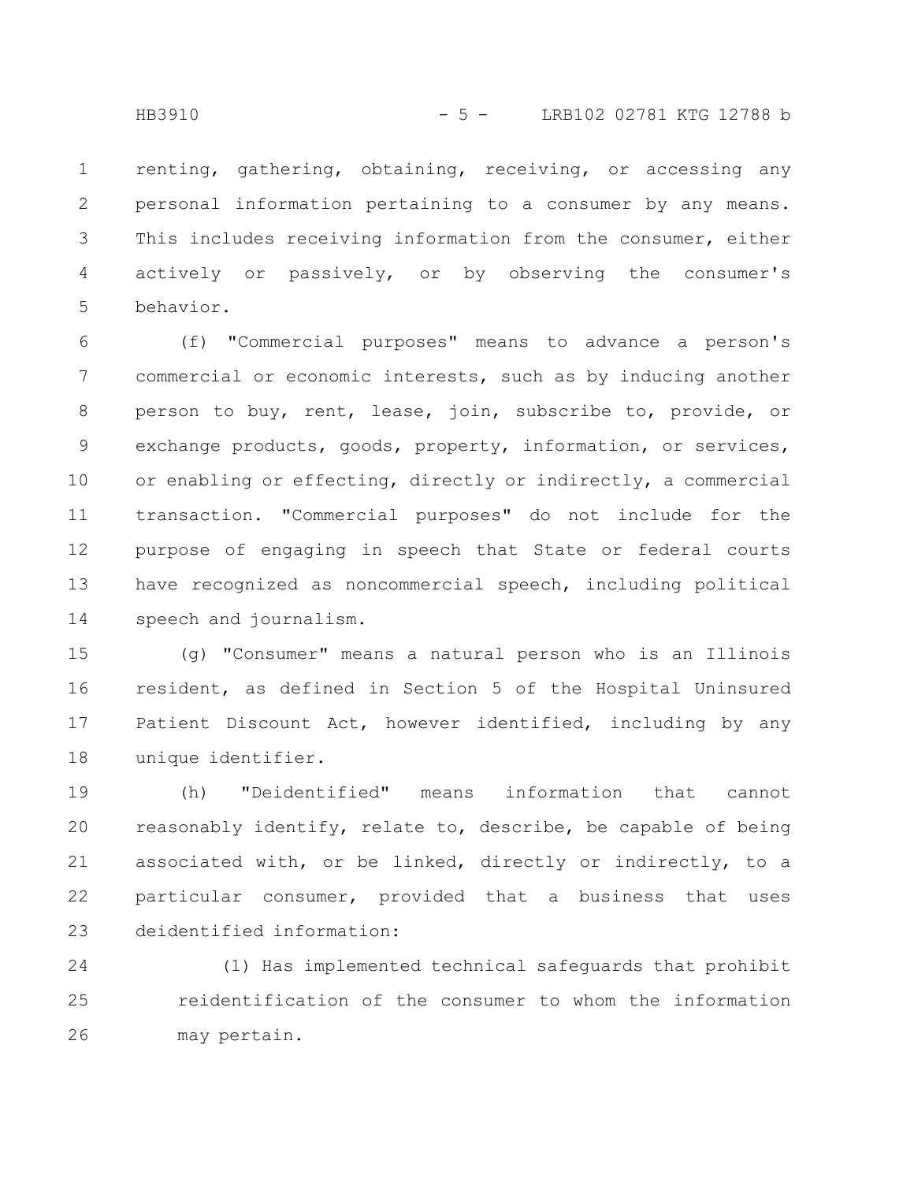renting, gathering, obtaining, receiving, or accessing any personal information pertaining to a consumer by any means. This includes receiving information from the consumer, either actively or passively, or by observing the consumer's behavior.

(f) "Commercial purposes" means to advance a person's commercial or economic interests, such as by inducing another person to buy, rent, lease, join, subscribe to, provide, or exchange products, goods, property, information, or services, or enabling or effecting, directly or indirectly, a commercial transaction. "Commercial purposes" do not include for the purpose of engaging in speech that State or federal courts have recognized as noncommercial speech, including political speech and journalism.

(g) "Consumer" means a natural person who is an Illinois resident, as defined in Section 5 of the Hospital Uninsured Patient Discount Act, however identified, including by any unique identifier.

(h) "Deidentified" means information that cannot reasonably identify, relate to, describe, be capable of being associated with, or be linked, directly or indirectly, to a particular consumer, provided that a business that uses deidentified information:

(1) Has implemented technical safeguards that prohibit reidentification of the consumer to whom the information may pertain.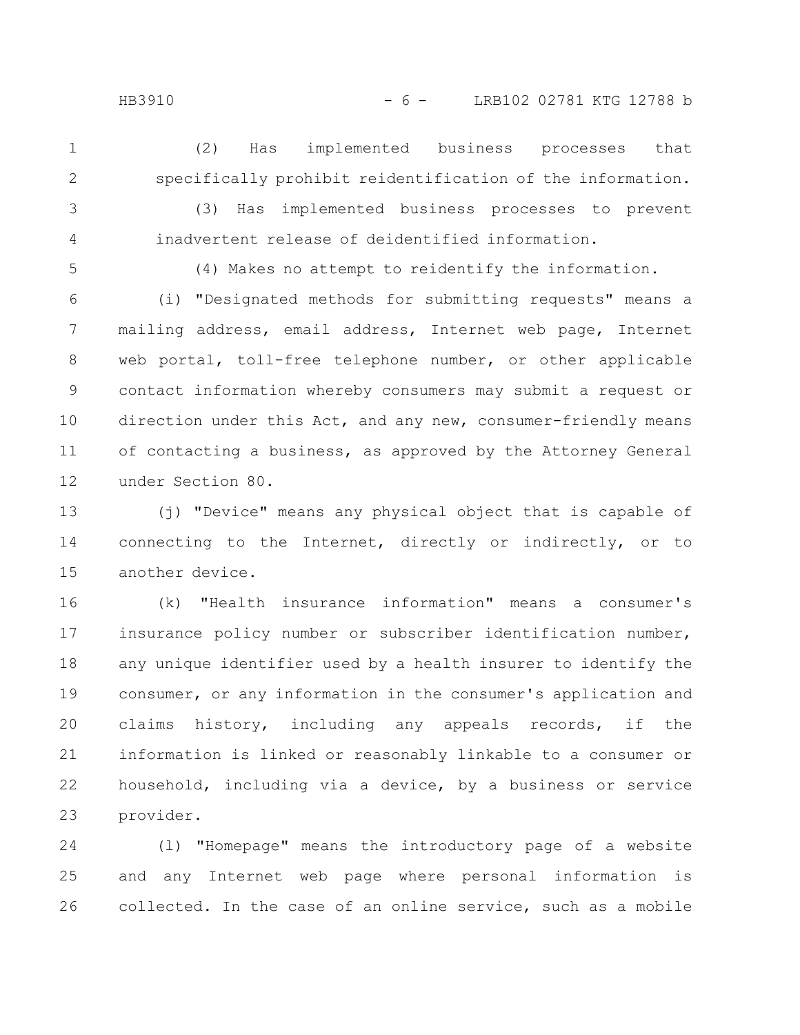(2) Has implemented business processes that specifically prohibit reidentification of the information.

(3) Has implemented business processes to prevent inadvertent release of deidentified information.

(4) Makes no attempt to reidentify the information.

(i) "Designated methods for submitting requests" means a mailing address, email address, Internet web page, Internet web portal, toll-free telephone number, or other applicable contact information whereby consumers may submit a request or direction under this Act, and any new, consumer-friendly means of contacting a business, as approved by the Attorney General under Section 80.

(j) "Device" means any physical object that is capable of connecting to the Internet, directly or indirectly, or to another device.

(k) "Health insurance information" means a consumer's insurance policy number or subscriber identification number, any unique identifier used by a health insurer to identify the consumer, or any information in the consumer's application and claims history, including any appeals records, if the information is linked or reasonably linkable to a consumer or household, including via a device, by a business or service provider.

(l) "Homepage" means the introductory page of a website and any Internet web page where personal information is collected. In the case of an online service, such as a mobile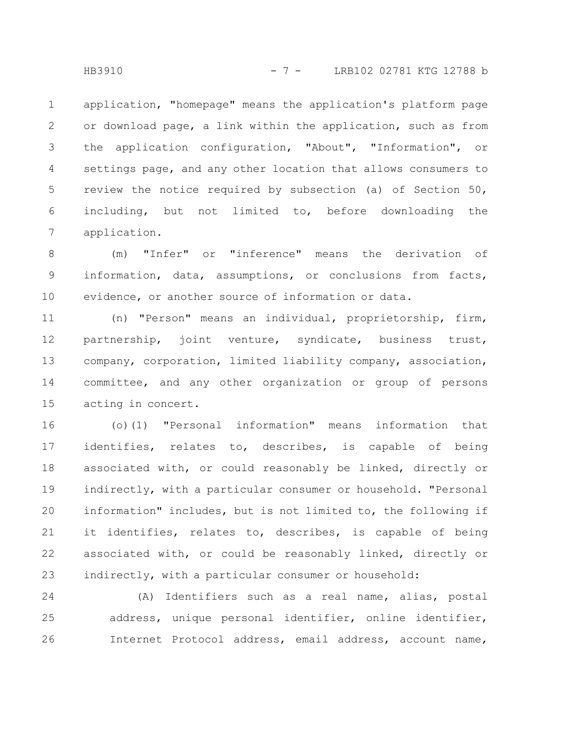application, "homepage" means the application's platform page or download page, a link within the application, such as from the application configuration, "About", "Information", or settings page, and any other location that allows consumers to review the notice required by subsection (a) of Section 50, including, but not limited to, before downloading the application.

(m) "Infer" or "inference" means the derivation of information, data, assumptions, or conclusions from facts, evidence, or another source of information or data.

(n) "Person" means an individual, proprietorship, firm, partnership, joint venture, syndicate, business trust, company, corporation, limited liability company, association, committee, and any other organization or group of persons acting in concert.

(o)(1) "Personal information" means information that identifies, relates to, describes, is capable of being associated with, or could reasonably be linked, directly or indirectly, with a particular consumer or household. "Personal information" includes, but is not limited to, the following if it identifies, relates to, describes, is capable of being associated with, or could be reasonably linked, directly or indirectly, with a particular consumer or household:

(A) Identifiers such as a real name, alias, postal address, unique personal identifier, online identifier, Internet Protocol address, email address, account name,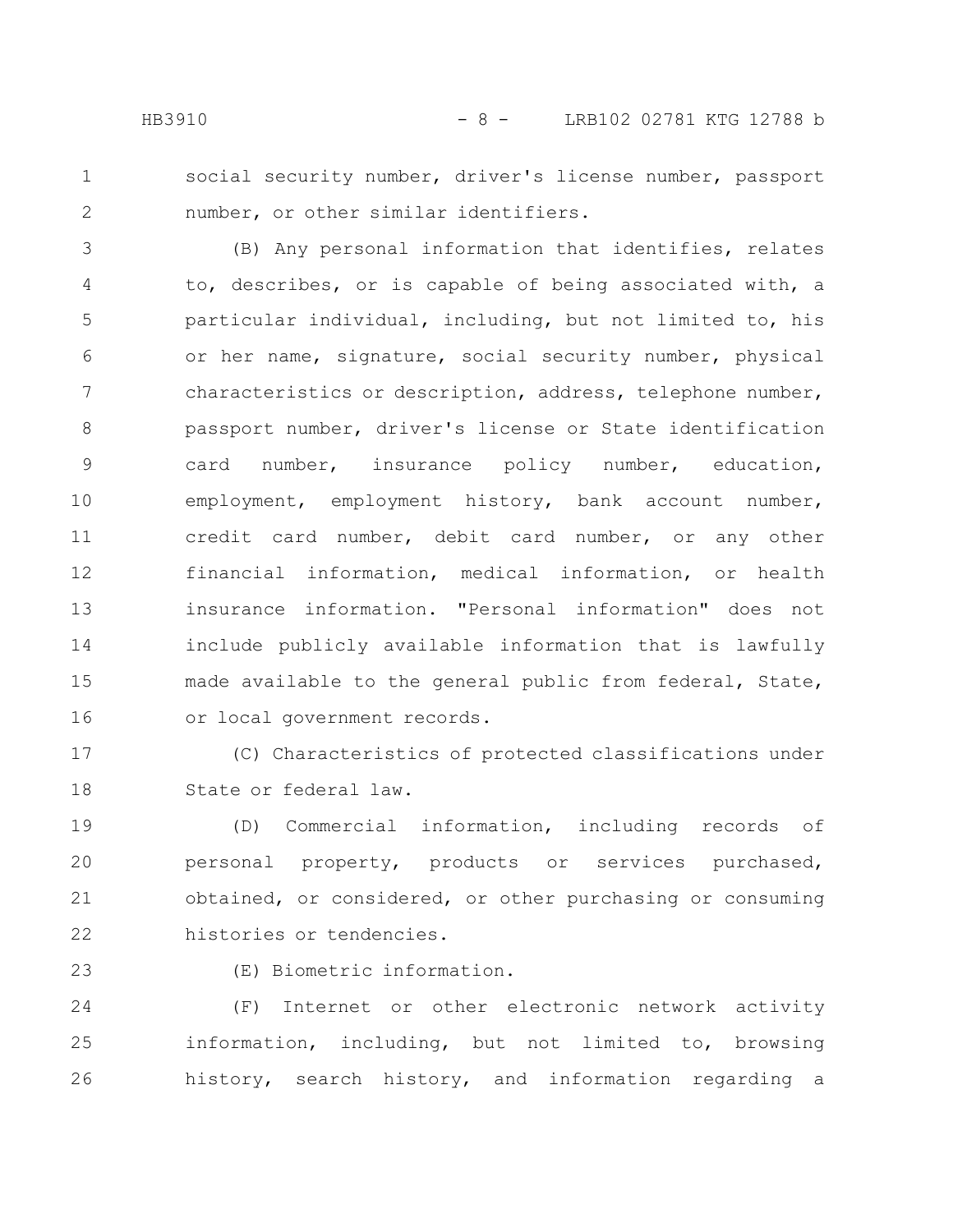social security number, driver's license number, passport number, or other similar identifiers.

(B) Any personal information that identifies, relates to, describes, or is capable of being associated with, a particular individual, including, but not limited to, his or her name, signature, social security number, physical characteristics or description, address, telephone number, passport number, driver's license or State identification card number, insurance policy number, education, employment, employment history, bank account number, credit card number, debit card number, or any other financial information, medical information, or health insurance information. "Personal information" does not include publicly available information that is lawfully made available to the general public from federal, State, or local government records.

(C) Characteristics of protected classifications under State or federal law.

(D) Commercial information, including records of personal property, products or services purchased, obtained, or considered, or other purchasing or consuming histories or tendencies.

(E) Biometric information.

(F) Internet or other electronic network activity information, including, but not limited to, browsing history, search history, and information regarding a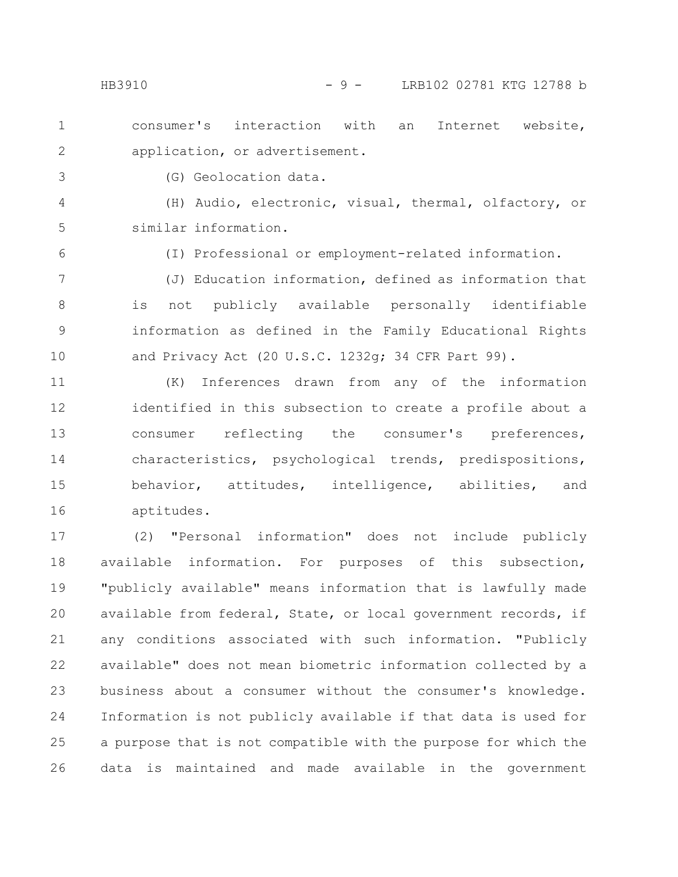consumer's interaction with an Internet website, application, or advertisement.

(G) Geolocation data.

(H) Audio, electronic, visual, thermal, olfactory, or similar information.

(I) Professional or employment-related information.

(J) Education information, defined as information that is not publicly available personally identifiable information as defined in the Family Educational Rights and Privacy Act (20 U.S.C. 1232g; 34 CFR Part 99).

(K) Inferences drawn from any of the information identified in this subsection to create a profile about a consumer reflecting the consumer's preferences, characteristics, psychological trends, predispositions, behavior, attitudes, intelligence, abilities, and aptitudes.

(2) "Personal information" does not include publicly available information. For purposes of this subsection, "publicly available" means information that is lawfully made available from federal, State, or local government records, if any conditions associated with such information. "Publicly available" does not mean biometric information collected by a business about a consumer without the consumer's knowledge. Information is not publicly available if that data is used for a purpose that is not compatible with the purpose for which the data is maintained and made available in the government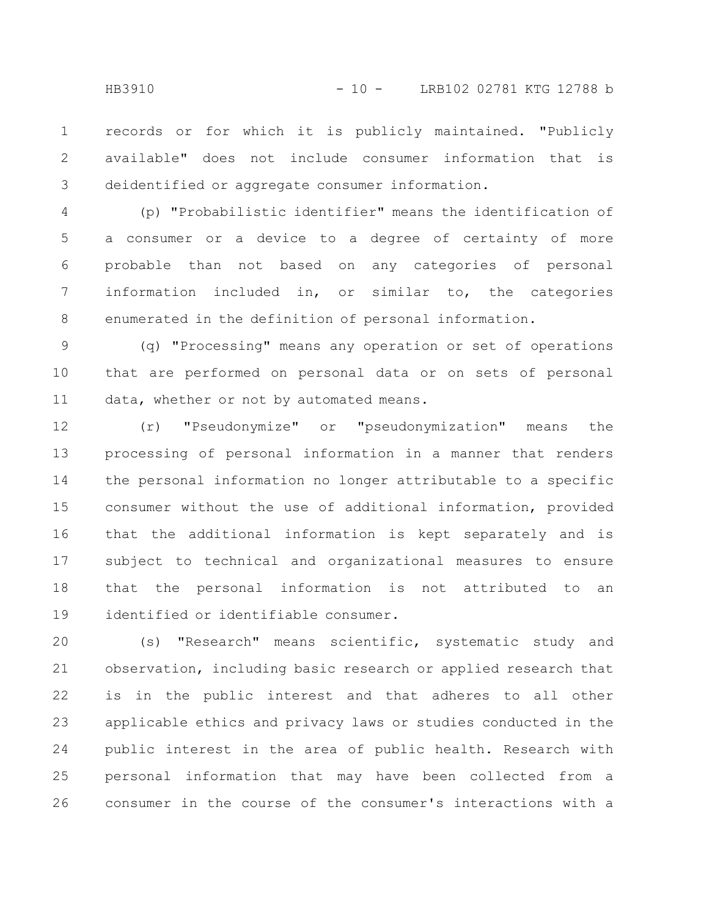records or for which it is publicly maintained. "Publicly available" does not include consumer information that is deidentified or aggregate consumer information.

(p) "Probabilistic identifier" means the identification of a consumer or a device to a degree of certainty of more probable than not based on any categories of personal information included in, or similar to, the categories enumerated in the definition of personal information.

(q) "Processing" means any operation or set of operations that are performed on personal data or on sets of personal data, whether or not by automated means.

(r) "Pseudonymize" or "pseudonymization" means the processing of personal information in a manner that renders the personal information no longer attributable to a specific consumer without the use of additional information, provided that the additional information is kept separately and is subject to technical and organizational measures to ensure that the personal information is not attributed to an identified or identifiable consumer.

(s) "Research" means scientific, systematic study and observation, including basic research or applied research that is in the public interest and that adheres to all other applicable ethics and privacy laws or studies conducted in the public interest in the area of public health. Research with personal information that may have been collected from a consumer in the course of the consumer's interactions with a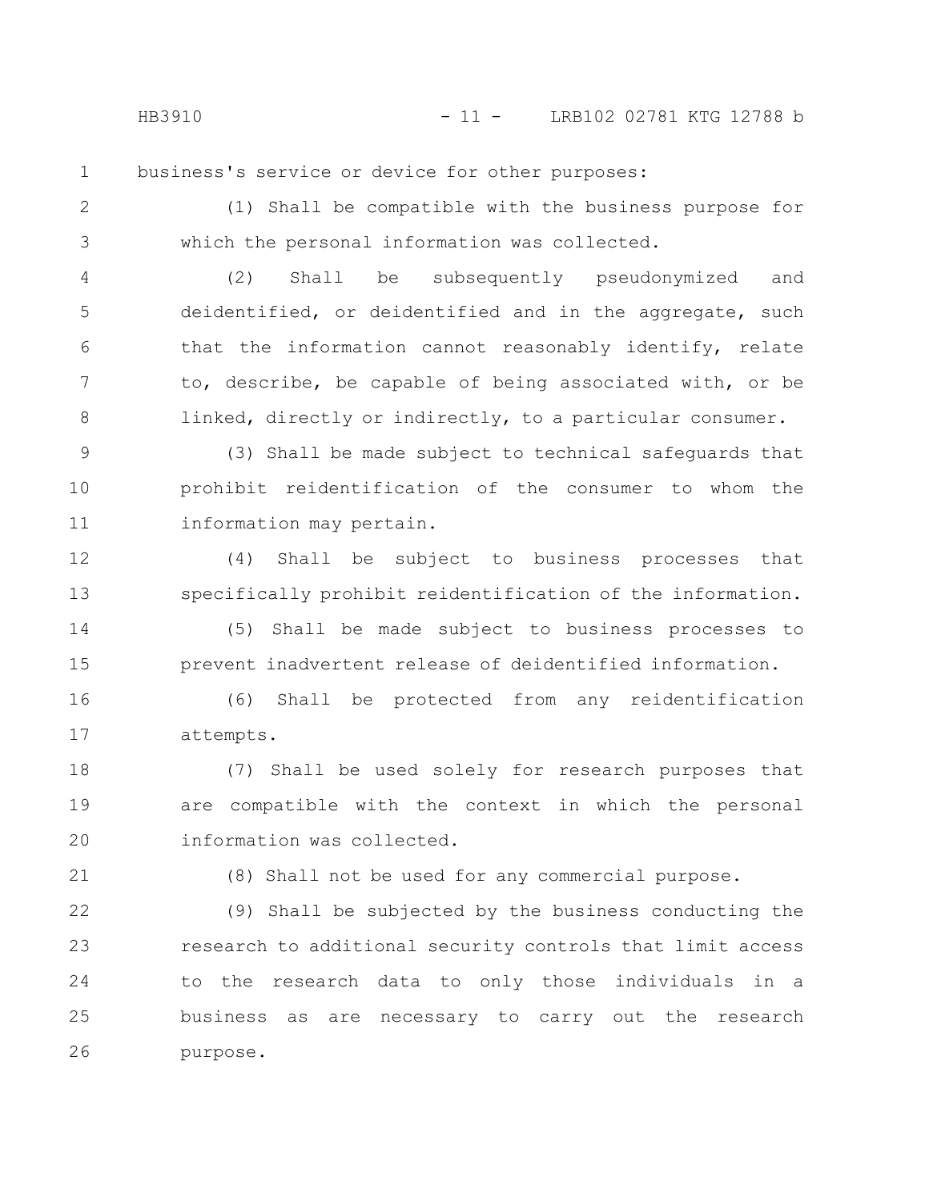business's service or device for other purposes:

(1) Shall be compatible with the business purpose for which the personal information was collected.

(2) Shall be subsequently pseudonymized and deidentified, or deidentified and in the aggregate, such that the information cannot reasonably identify, relate to, describe, be capable of being associated with, or be linked, directly or indirectly, to a particular consumer.

(3) Shall be made subject to technical safeguards that prohibit reidentification of the consumer to whom the information may pertain.

(4) Shall be subject to business processes that specifically prohibit reidentification of the information.

(5) Shall be made subject to business processes to prevent inadvertent release of deidentified information.

(6) Shall be protected from any reidentification attempts.

(7) Shall be used solely for research purposes that are compatible with the context in which the personal information was collected.

(8) Shall not be used for any commercial purpose.

(9) Shall be subjected by the business conducting the research to additional security controls that limit access to the research data to only those individuals in a business as are necessary to carry out the research purpose.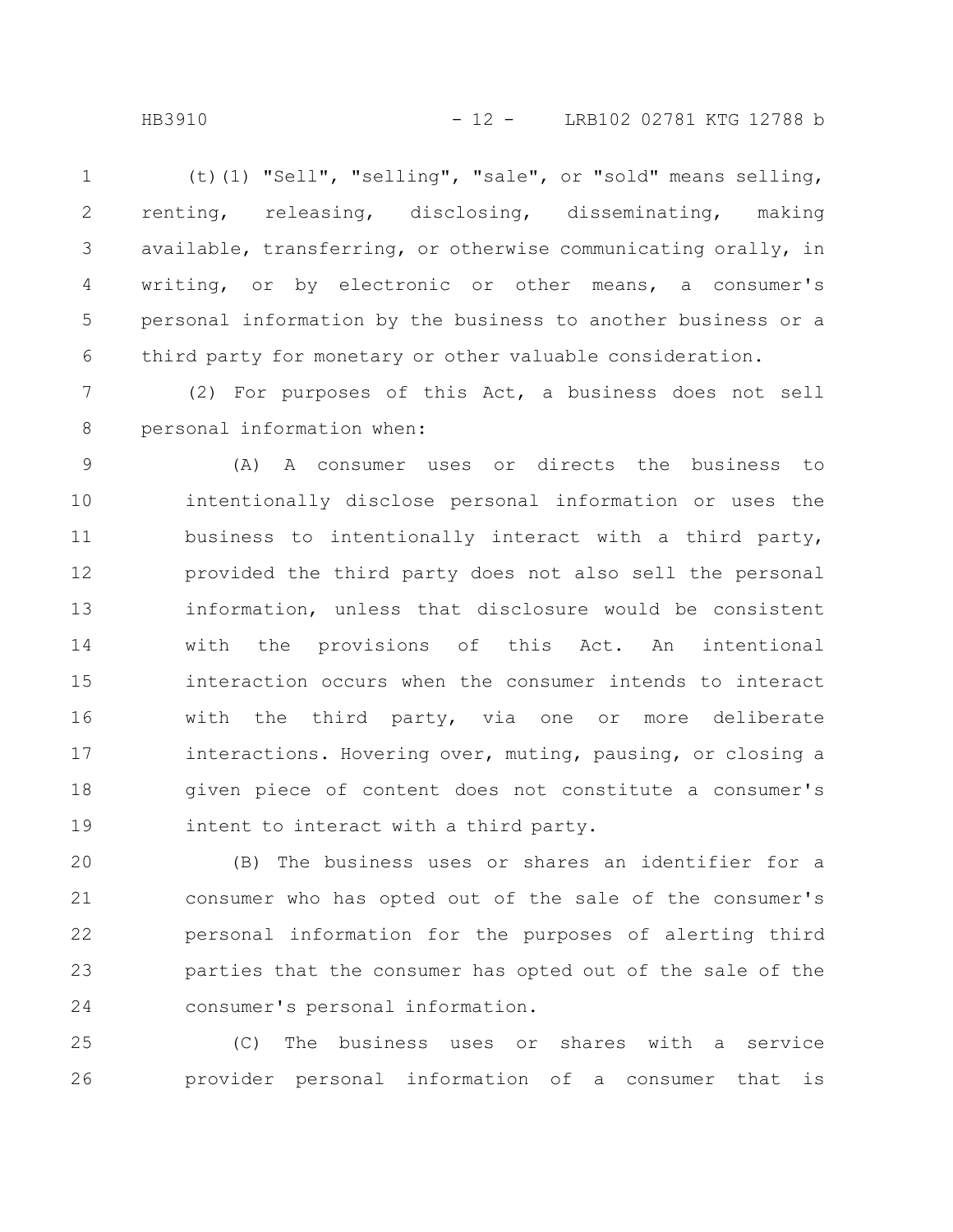(t)(1) "Sell", "selling", "sale", or "sold" means selling, renting, releasing, disclosing, disseminating, making available, transferring, or otherwise communicating orally, in writing, or by electronic or other means, a consumer's personal information by the business to another business or a third party for monetary or other valuable consideration.

(2) For purposes of this Act, a business does not sell personal information when:

(A) A consumer uses or directs the business to intentionally disclose personal information or uses the business to intentionally interact with a third party, provided the third party does not also sell the personal information, unless that disclosure would be consistent with the provisions of this Act. An intentional interaction occurs when the consumer intends to interact with the third party, via one or more deliberate interactions. Hovering over, muting, pausing, or closing a given piece of content does not constitute a consumer's intent to interact with a third party.

(B) The business uses or shares an identifier for a consumer who has opted out of the sale of the consumer's personal information for the purposes of alerting third parties that the consumer has opted out of the sale of the consumer's personal information.

(C) The business uses or shares with a service provider personal information of a consumer that is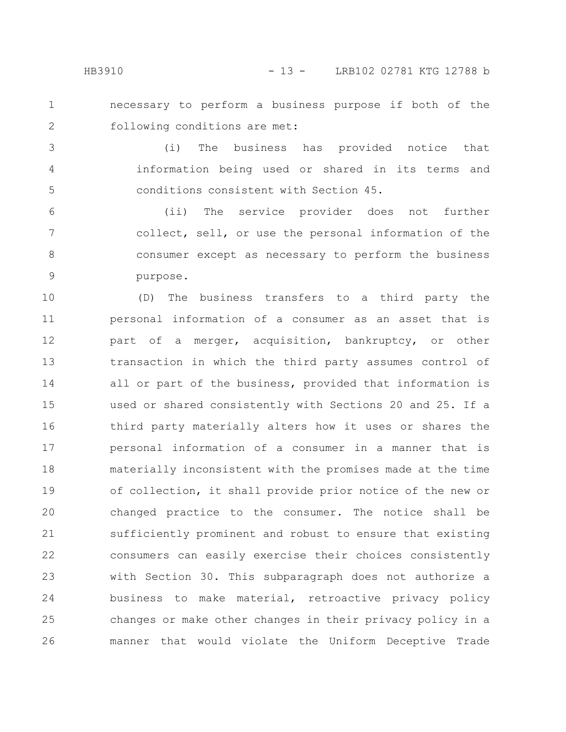necessary to perform a business purpose if both of the following conditions are met:

(i) The business has provided notice that information being used or shared in its terms and conditions consistent with Section 45.

(ii) The service provider does not further collect, sell, or use the personal information of the consumer except as necessary to perform the business purpose.

(D) The business transfers to a third party the personal information of a consumer as an asset that is part of a merger, acquisition, bankruptcy, or other transaction in which the third party assumes control of all or part of the business, provided that information is used or shared consistently with Sections 20 and 25. If a third party materially alters how it uses or shares the personal information of a consumer in a manner that is materially inconsistent with the promises made at the time of collection, it shall provide prior notice of the new or changed practice to the consumer. The notice shall be sufficiently prominent and robust to ensure that existing consumers can easily exercise their choices consistently with Section 30. This subparagraph does not authorize a business to make material, retroactive privacy policy changes or make other changes in their privacy policy in a manner that would violate the Uniform Deceptive Trade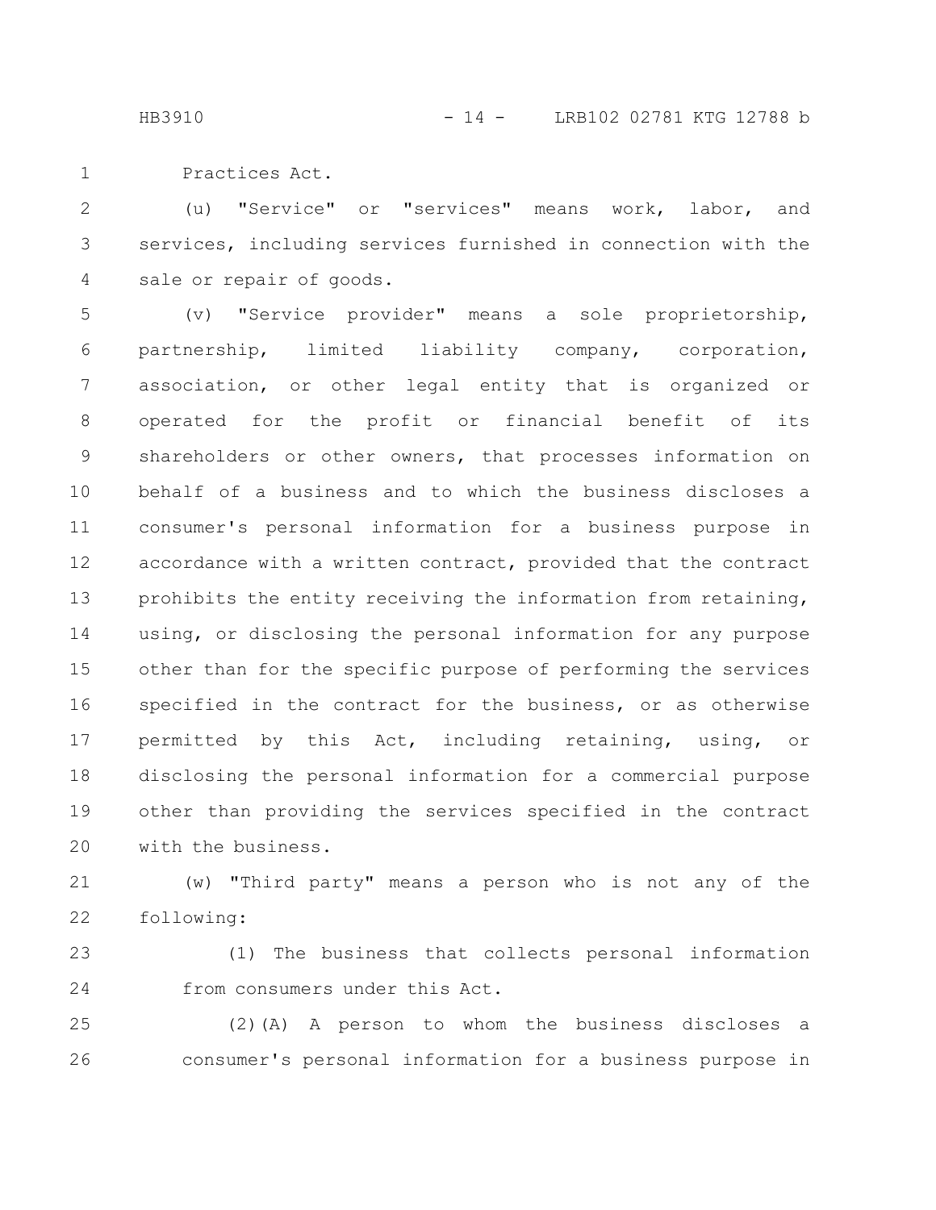Practices Act.

(u) "Service" or "services" means work, labor, and services, including services furnished in connection with the sale or repair of goods.

(v) "Service provider" means a sole proprietorship, partnership, limited liability company, corporation, association, or other legal entity that is organized or operated for the profit or financial benefit of its shareholders or other owners, that processes information on behalf of a business and to which the business discloses a consumer's personal information for a business purpose in accordance with a written contract, provided that the contract prohibits the entity receiving the information from retaining, using, or disclosing the personal information for any purpose other than for the specific purpose of performing the services specified in the contract for the business, or as otherwise permitted by this Act, including retaining, using, or disclosing the personal information for a commercial purpose other than providing the services specified in the contract with the business.

(w) "Third party" means a person who is not any of the following:

(1) The business that collects personal information from consumers under this Act.

(2)(A) A person to whom the business discloses a consumer's personal information for a business purpose in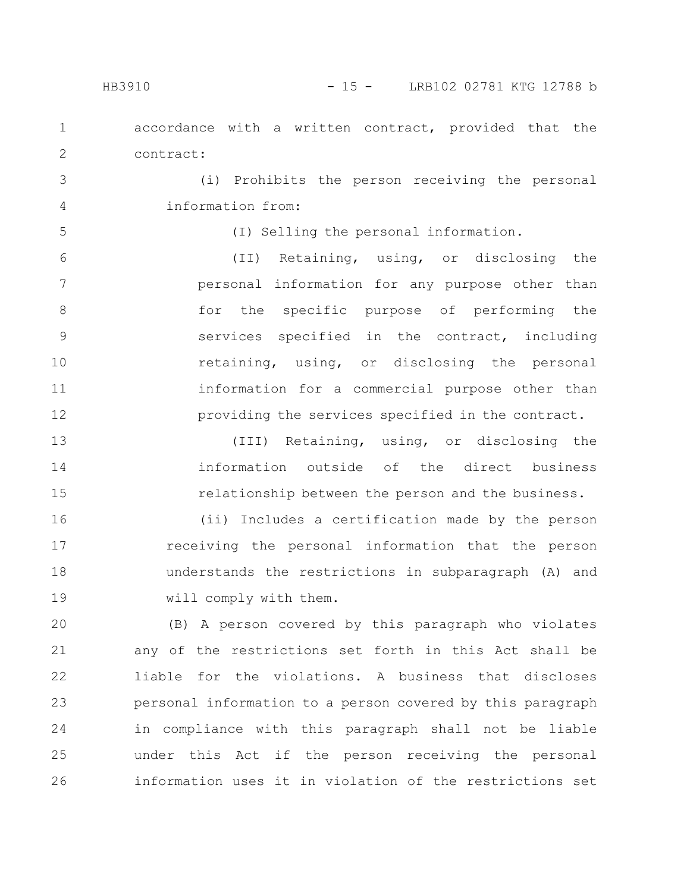accordance with a written contract, provided that the contract:

(i) Prohibits the person receiving the personal information from:

(I) Selling the personal information.

(II) Retaining, using, or disclosing the personal information for any purpose other than for the specific purpose of performing the services specified in the contract, including retaining, using, or disclosing the personal information for a commercial purpose other than providing the services specified in the contract.

(III) Retaining, using, or disclosing the information outside of the direct business relationship between the person and the business.

(ii) Includes a certification made by the person receiving the personal information that the person understands the restrictions in subparagraph (A) and will comply with them.

(B) A person covered by this paragraph who violates any of the restrictions set forth in this Act shall be liable for the violations. A business that discloses personal information to a person covered by this paragraph in compliance with this paragraph shall not be liable under this Act if the person receiving the personal information uses it in violation of the restrictions set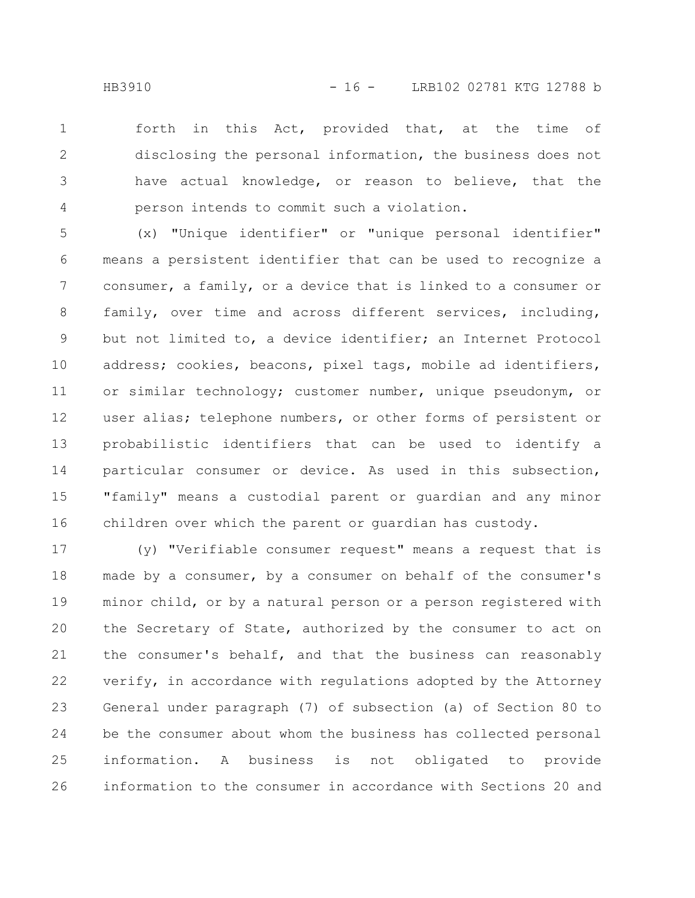forth in this Act, provided that, at the time of disclosing the personal information, the business does not have actual knowledge, or reason to believe, that the person intends to commit such a violation.

(x) "Unique identifier" or "unique personal identifier" means a persistent identifier that can be used to recognize a consumer, a family, or a device that is linked to a consumer or family, over time and across different services, including, but not limited to, a device identifier; an Internet Protocol address; cookies, beacons, pixel tags, mobile ad identifiers, or similar technology; customer number, unique pseudonym, or user alias; telephone numbers, or other forms of persistent or probabilistic identifiers that can be used to identify a particular consumer or device. As used in this subsection, "family" means a custodial parent or guardian and any minor children over which the parent or guardian has custody.

(y) "Verifiable consumer request" means a request that is made by a consumer, by a consumer on behalf of the consumer's minor child, or by a natural person or a person registered with the Secretary of State, authorized by the consumer to act on the consumer's behalf, and that the business can reasonably verify, in accordance with regulations adopted by the Attorney General under paragraph (7) of subsection (a) of Section 80 to be the consumer about whom the business has collected personal information. A business is not obligated to provide information to the consumer in accordance with Sections 20 and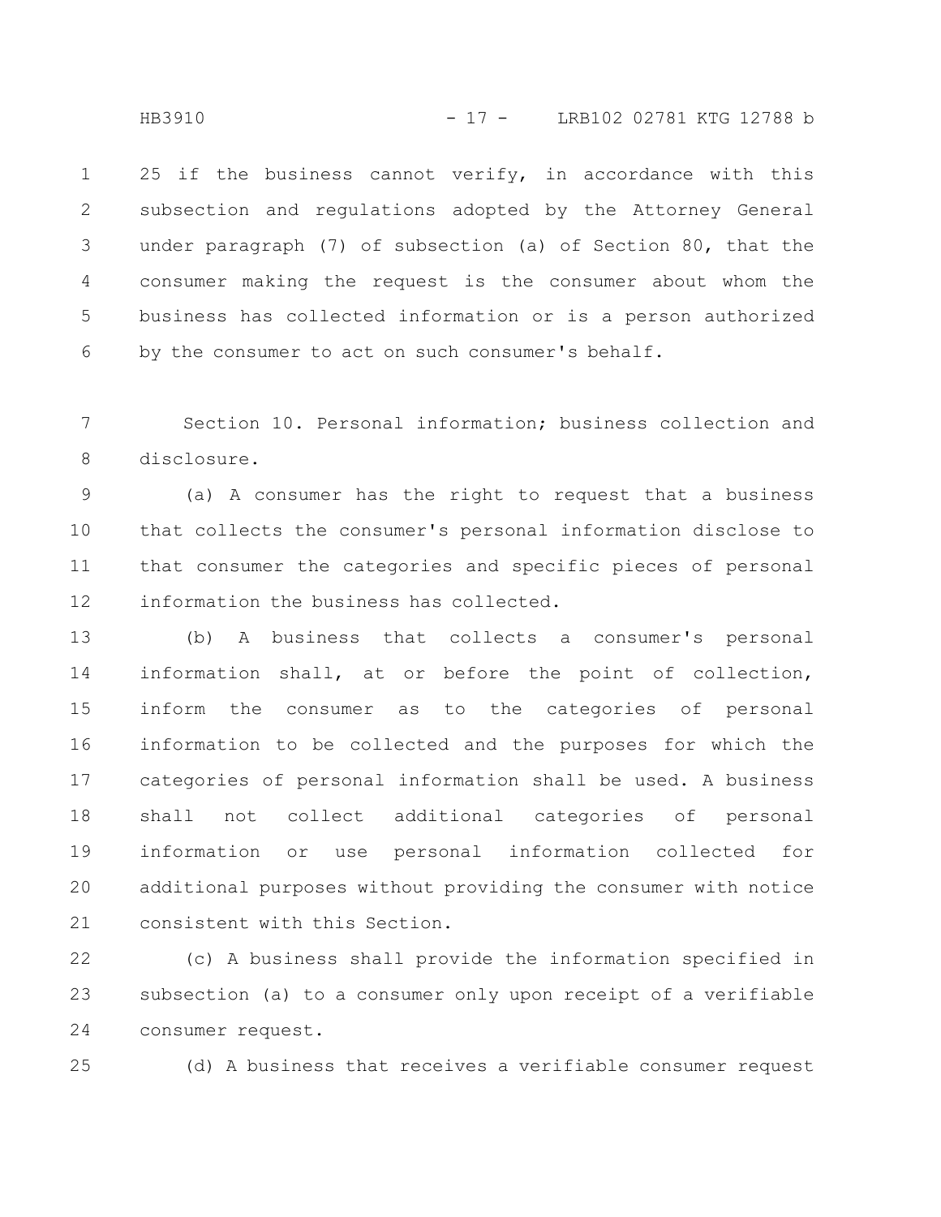25 if the business cannot verify, in accordance with this subsection and regulations adopted by the Attorney General under paragraph (7) of subsection (a) of Section 80, that the consumer making the request is the consumer about whom the business has collected information or is a person authorized by the consumer to act on such consumer's behalf.

Section 10. Personal information; business collection and disclosure.

(a) A consumer has the right to request that a business that collects the consumer's personal information disclose to that consumer the categories and specific pieces of personal information the business has collected.

(b) A business that collects a consumer's personal information shall, at or before the point of collection, inform the consumer as to the categories of personal information to be collected and the purposes for which the categories of personal information shall be used. A business shall not collect additional categories of personal information or use personal information collected for additional purposes without providing the consumer with notice consistent with this Section.

(c) A business shall provide the information specified in subsection (a) to a consumer only upon receipt of a verifiable consumer request.

(d) A business that receives a verifiable consumer request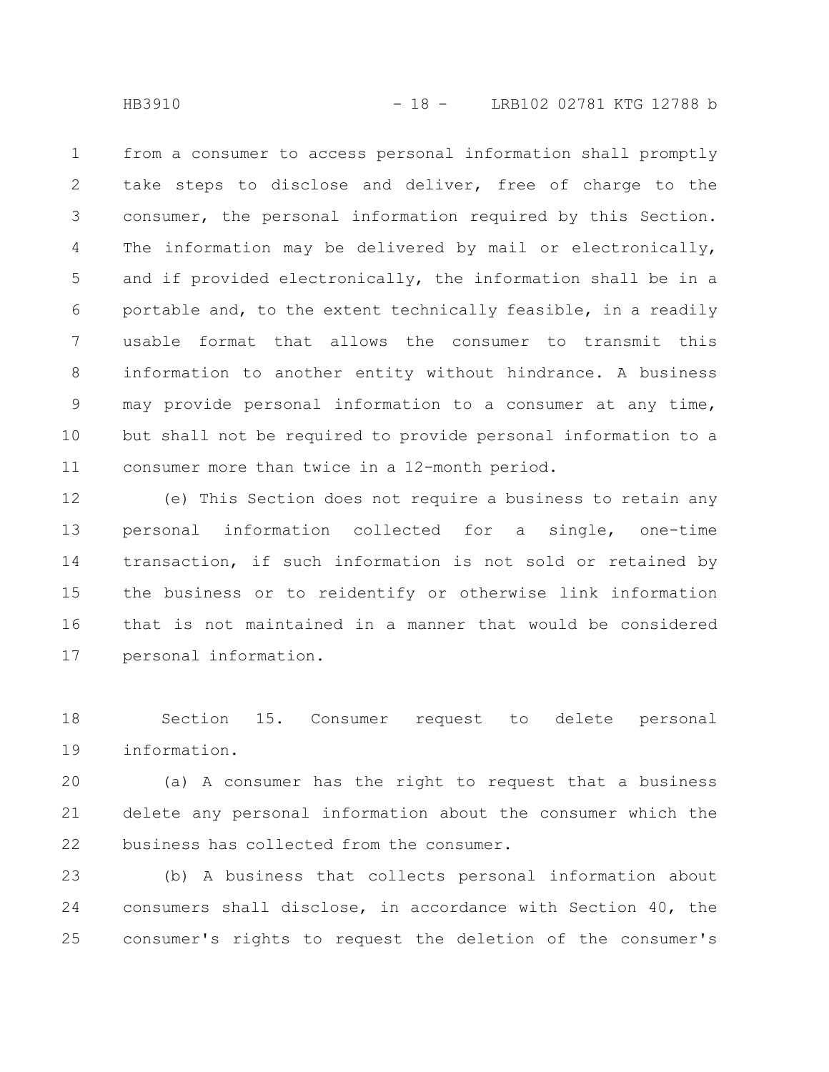from a consumer to access personal information shall promptly take steps to disclose and deliver, free of charge to the consumer, the personal information required by this Section. The information may be delivered by mail or electronically, and if provided electronically, the information shall be in a portable and, to the extent technically feasible, in a readily usable format that allows the consumer to transmit this information to another entity without hindrance. A business may provide personal information to a consumer at any time, but shall not be required to provide personal information to a consumer more than twice in a 12-month period.

(e) This Section does not require a business to retain any personal information collected for a single, one-time transaction, if such information is not sold or retained by the business or to reidentify or otherwise link information that is not maintained in a manner that would be considered personal information.

Section 15. Consumer request to delete personal information.

(a) A consumer has the right to request that a business delete any personal information about the consumer which the business has collected from the consumer.

(b) A business that collects personal information about consumers shall disclose, in accordance with Section 40, the consumer's rights to request the deletion of the consumer's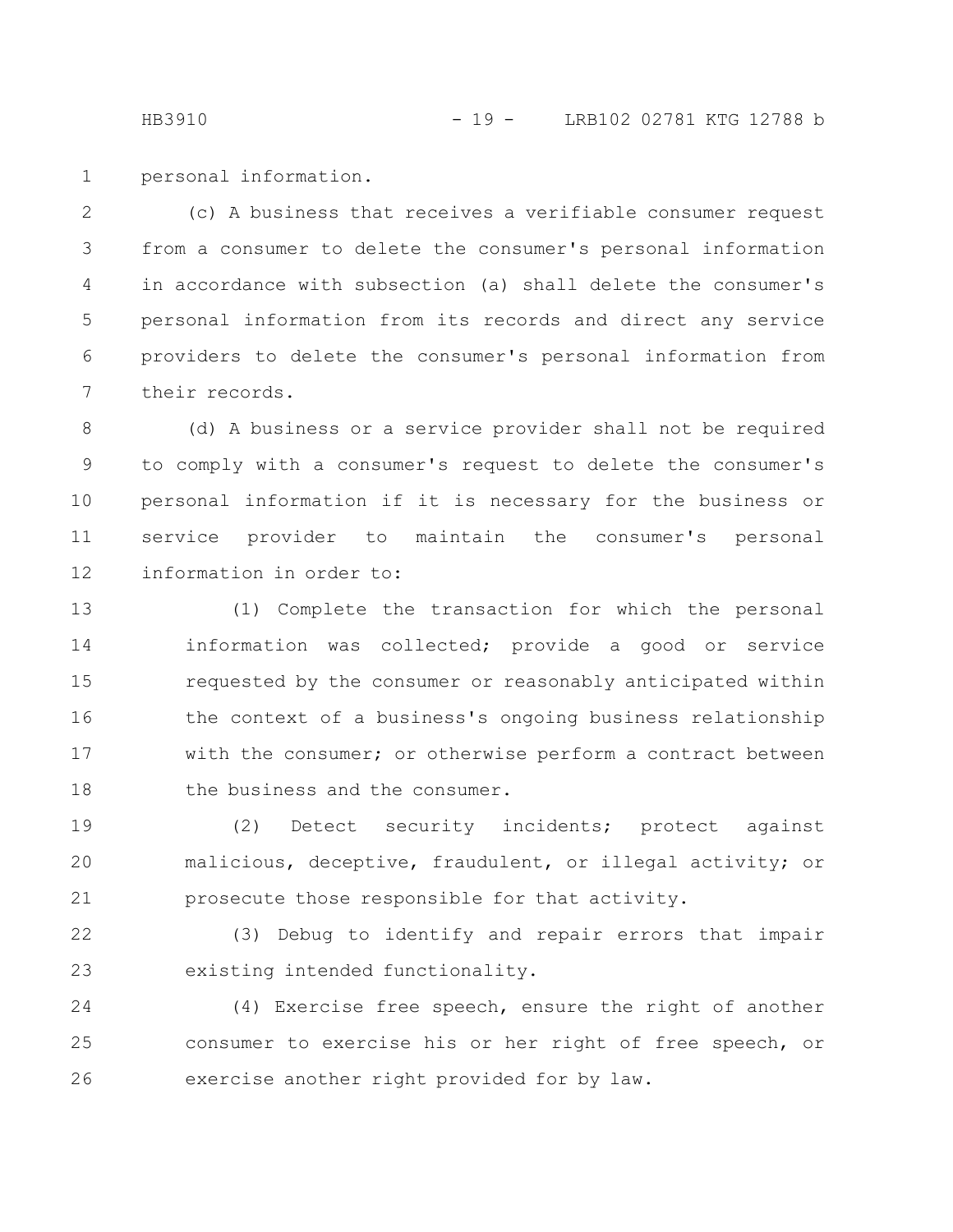personal information.

(c) A business that receives a verifiable consumer request from a consumer to delete the consumer's personal information in accordance with subsection (a) shall delete the consumer's personal information from its records and direct any service providers to delete the consumer's personal information from their records.

(d) A business or a service provider shall not be required to comply with a consumer's request to delete the consumer's personal information if it is necessary for the business or service provider to maintain the consumer's personal information in order to:

(1) Complete the transaction for which the personal information was collected; provide a good or service requested by the consumer or reasonably anticipated within the context of a business's ongoing business relationship with the consumer; or otherwise perform a contract between the business and the consumer.

(2) Detect security incidents; protect against malicious, deceptive, fraudulent, or illegal activity; or prosecute those responsible for that activity.

(3) Debug to identify and repair errors that impair existing intended functionality.

(4) Exercise free speech, ensure the right of another consumer to exercise his or her right of free speech, or exercise another right provided for by law.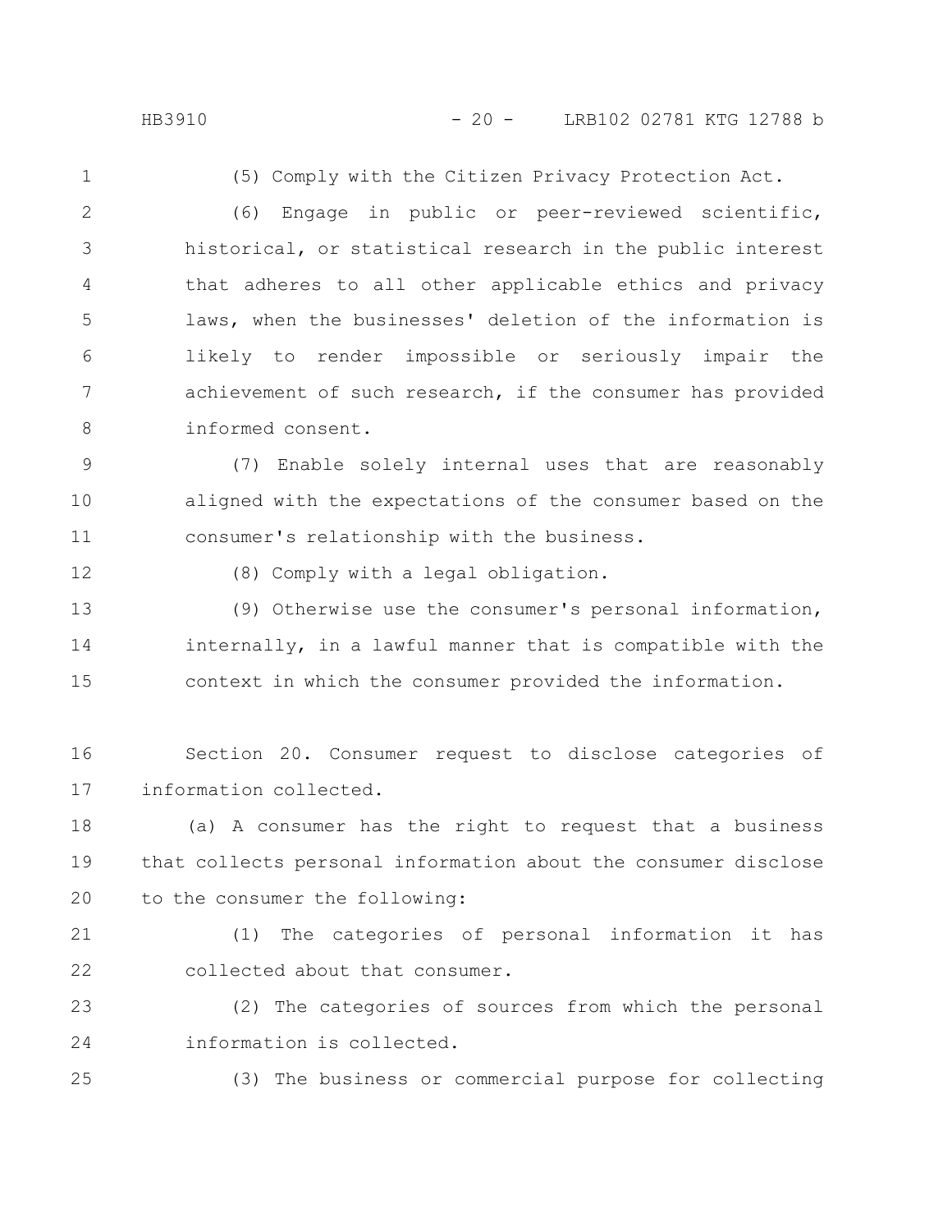(5) Comply with the Citizen Privacy Protection Act.

(6) Engage in public or peer-reviewed scientific, historical, or statistical research in the public interest that adheres to all other applicable ethics and privacy laws, when the businesses' deletion of the information is likely to render impossible or seriously impair the achievement of such research, if the consumer has provided informed consent.

(7) Enable solely internal uses that are reasonably aligned with the expectations of the consumer based on the consumer's relationship with the business.

(8) Comply with a legal obligation.

(9) Otherwise use the consumer's personal information, internally, in a lawful manner that is compatible with the context in which the consumer provided the information.

Section 20. Consumer request to disclose categories of information collected.

(a) A consumer has the right to request that a business that collects personal information about the consumer disclose to the consumer the following:

(1) The categories of personal information it has collected about that consumer.

(2) The categories of sources from which the personal information is collected.

(3) The business or commercial purpose for collecting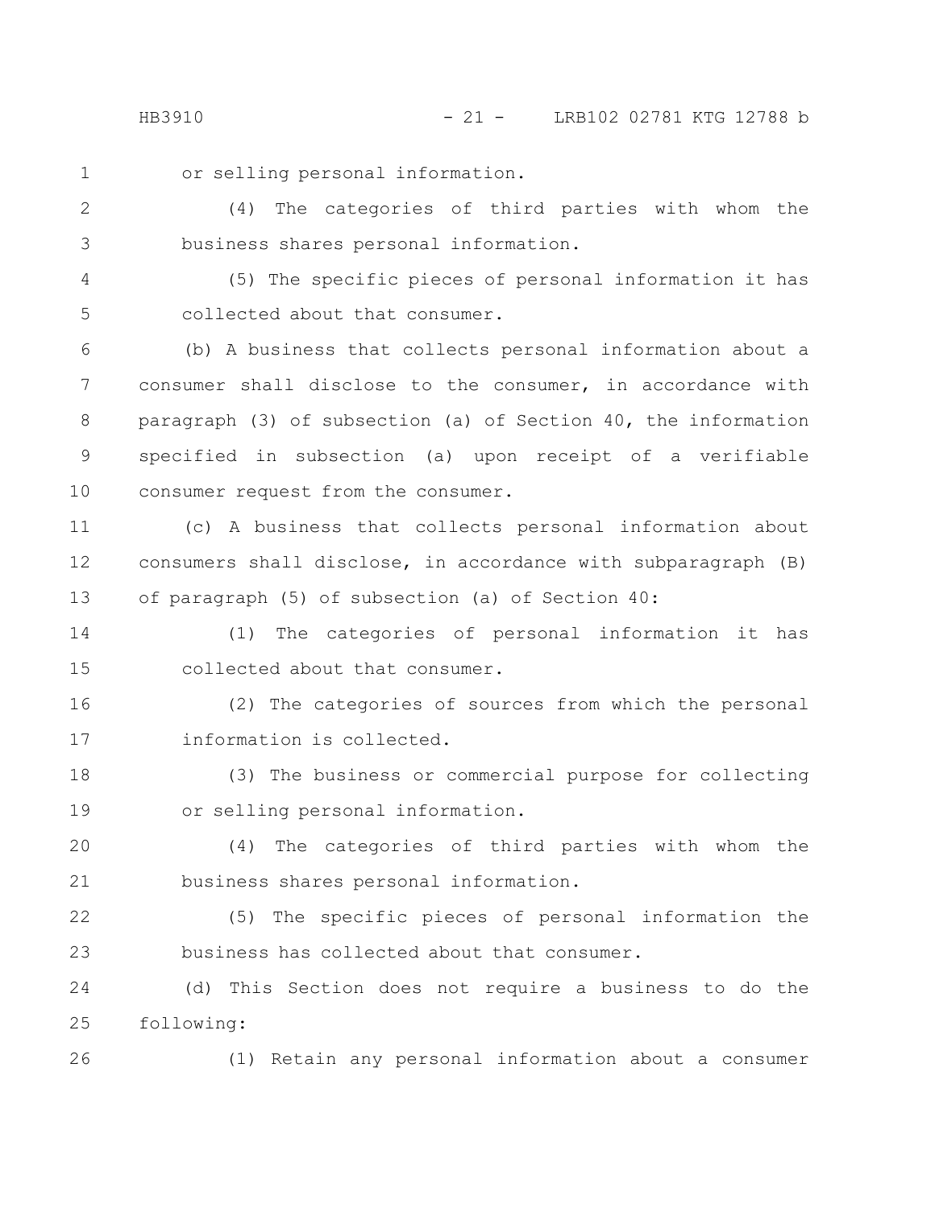or selling personal information.

(4) The categories of third parties with whom the business shares personal information.

(5) The specific pieces of personal information it has collected about that consumer.

(b) A business that collects personal information about a consumer shall disclose to the consumer, in accordance with paragraph (3) of subsection (a) of Section 40, the information specified in subsection (a) upon receipt of a verifiable consumer request from the consumer.

(c) A business that collects personal information about consumers shall disclose, in accordance with subparagraph (B) of paragraph (5) of subsection (a) of Section 40:

(1) The categories of personal information it has collected about that consumer.

(2) The categories of sources from which the personal information is collected.

(3) The business or commercial purpose for collecting or selling personal information.

(4) The categories of third parties with whom the business shares personal information.

(5) The specific pieces of personal information the business has collected about that consumer.

(d) This Section does not require a business to do the following:

(1) Retain any personal information about a consumer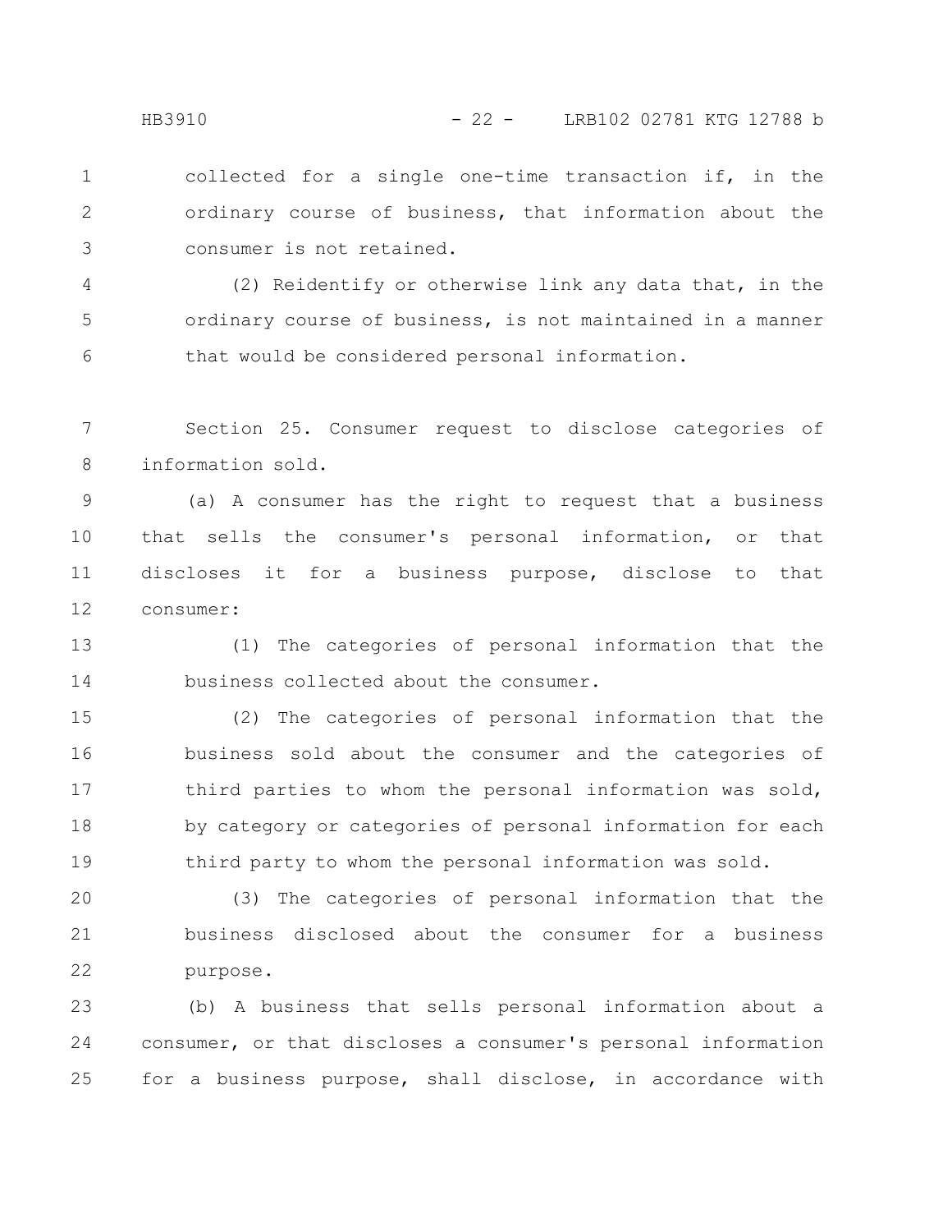collected for a single one-time transaction if, in the ordinary course of business, that information about the consumer is not retained.

(2) Reidentify or otherwise link any data that, in the ordinary course of business, is not maintained in a manner that would be considered personal information.

Section 25. Consumer request to disclose categories of information sold.

(a) A consumer has the right to request that a business that sells the consumer's personal information, or that discloses it for a business purpose, disclose to that consumer:

(1) The categories of personal information that the business collected about the consumer.

(2) The categories of personal information that the business sold about the consumer and the categories of third parties to whom the personal information was sold, by category or categories of personal information for each third party to whom the personal information was sold.

(3) The categories of personal information that the business disclosed about the consumer for a business purpose.

(b) A business that sells personal information about a consumer, or that discloses a consumer's personal information for a business purpose, shall disclose, in accordance with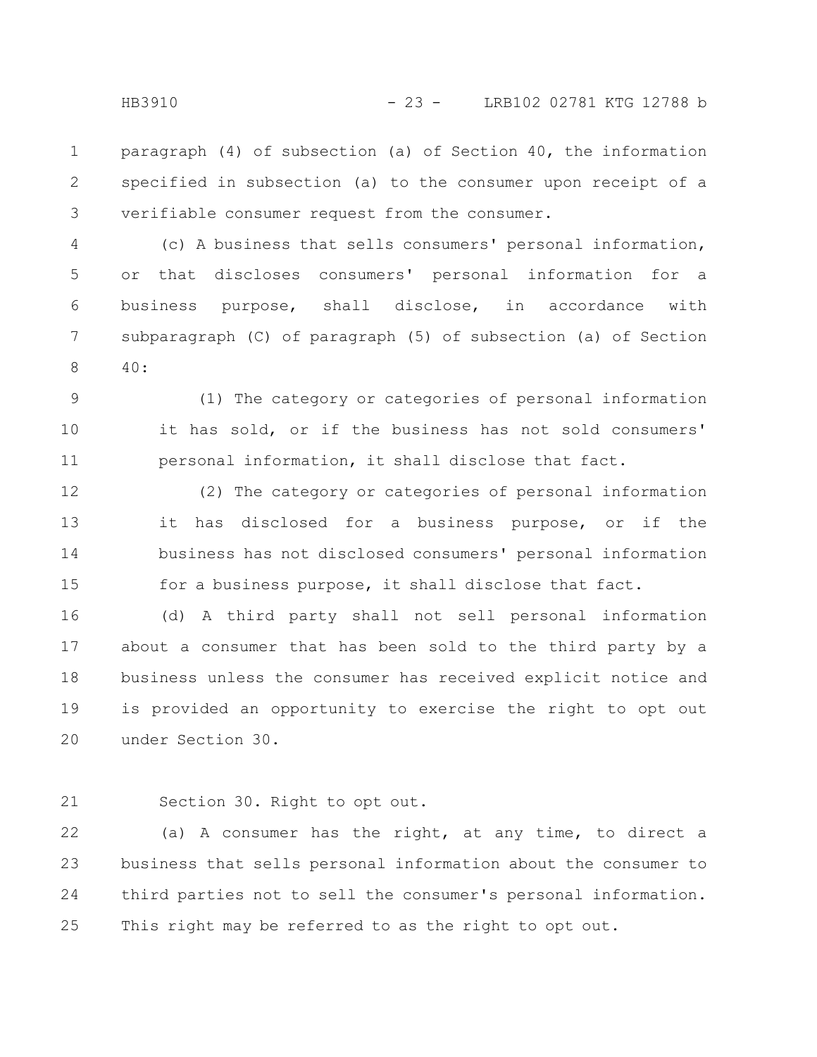paragraph (4) of subsection (a) of Section 40, the information specified in subsection (a) to the consumer upon receipt of a verifiable consumer request from the consumer.

(c) A business that sells consumers' personal information, or that discloses consumers' personal information for a business purpose, shall disclose, in accordance with subparagraph (C) of paragraph (5) of subsection (a) of Section 40:

(1) The category or categories of personal information it has sold, or if the business has not sold consumers' personal information, it shall disclose that fact.

(2) The category or categories of personal information it has disclosed for a business purpose, or if the business has not disclosed consumers' personal information for a business purpose, it shall disclose that fact.

(d) A third party shall not sell personal information about a consumer that has been sold to the third party by a business unless the consumer has received explicit notice and is provided an opportunity to exercise the right to opt out under Section 30.

Section 30. Right to opt out.

(a) A consumer has the right, at any time, to direct a business that sells personal information about the consumer to third parties not to sell the consumer's personal information. This right may be referred to as the right to opt out.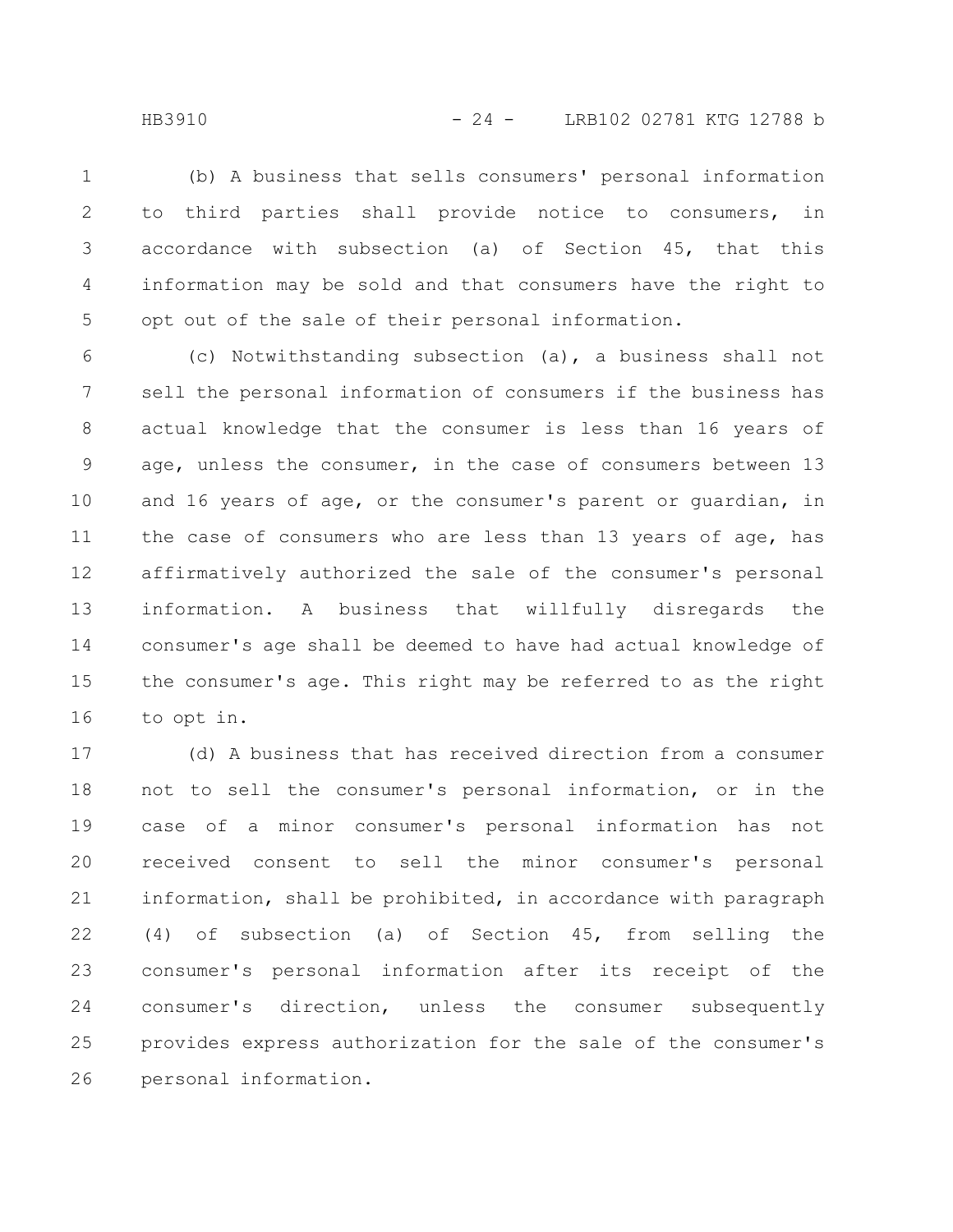(b) A business that sells consumers' personal information to third parties shall provide notice to consumers, in accordance with subsection (a) of Section 45, that this information may be sold and that consumers have the right to opt out of the sale of their personal information.

(c) Notwithstanding subsection (a), a business shall not sell the personal information of consumers if the business has actual knowledge that the consumer is less than 16 years of age, unless the consumer, in the case of consumers between 13 and 16 years of age, or the consumer's parent or guardian, in the case of consumers who are less than 13 years of age, has affirmatively authorized the sale of the consumer's personal information. A business that willfully disregards the consumer's age shall be deemed to have had actual knowledge of the consumer's age. This right may be referred to as the right to opt in.

(d) A business that has received direction from a consumer not to sell the consumer's personal information, or in the case of a minor consumer's personal information has not received consent to sell the minor consumer's personal information, shall be prohibited, in accordance with paragraph (4) of subsection (a) of Section 45, from selling the consumer's personal information after its receipt of the consumer's direction, unless the consumer subsequently provides express authorization for the sale of the consumer's personal information.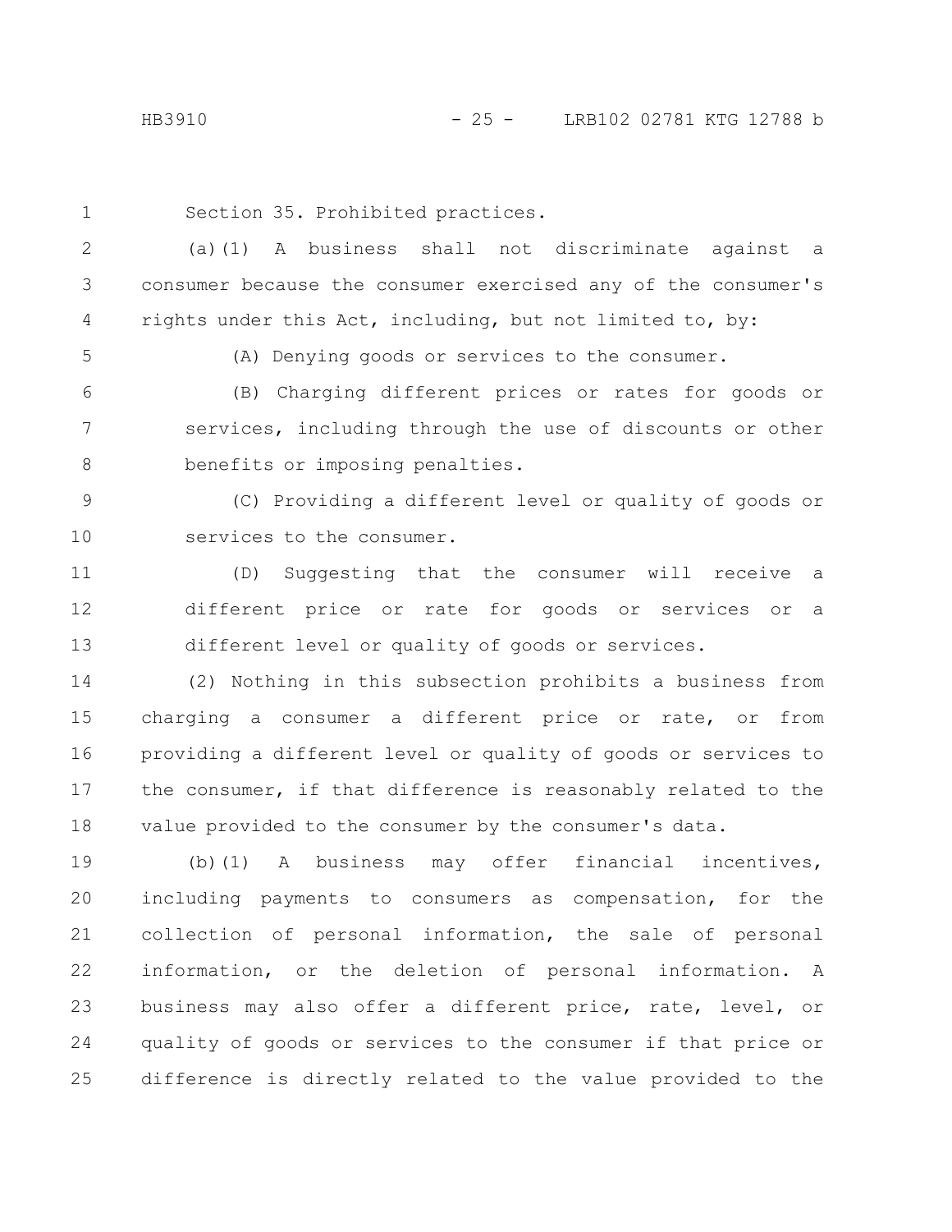Section 35. Prohibited practices.

(a)(1) A business shall not discriminate against a consumer because the consumer exercised any of the consumer's rights under this Act, including, but not limited to, by:

(A) Denying goods or services to the consumer.

(B) Charging different prices or rates for goods or services, including through the use of discounts or other benefits or imposing penalties.

(C) Providing a different level or quality of goods or services to the consumer.

(D) Suggesting that the consumer will receive a different price or rate for goods or services or a different level or quality of goods or services.

(2) Nothing in this subsection prohibits a business from charging a consumer a different price or rate, or from providing a different level or quality of goods or services to the consumer, if that difference is reasonably related to the value provided to the consumer by the consumer's data.

(b)(1) A business may offer financial incentives, including payments to consumers as compensation, for the collection of personal information, the sale of personal information, or the deletion of personal information. A business may also offer a different price, rate, level, or quality of goods or services to the consumer if that price or difference is directly related to the value provided to the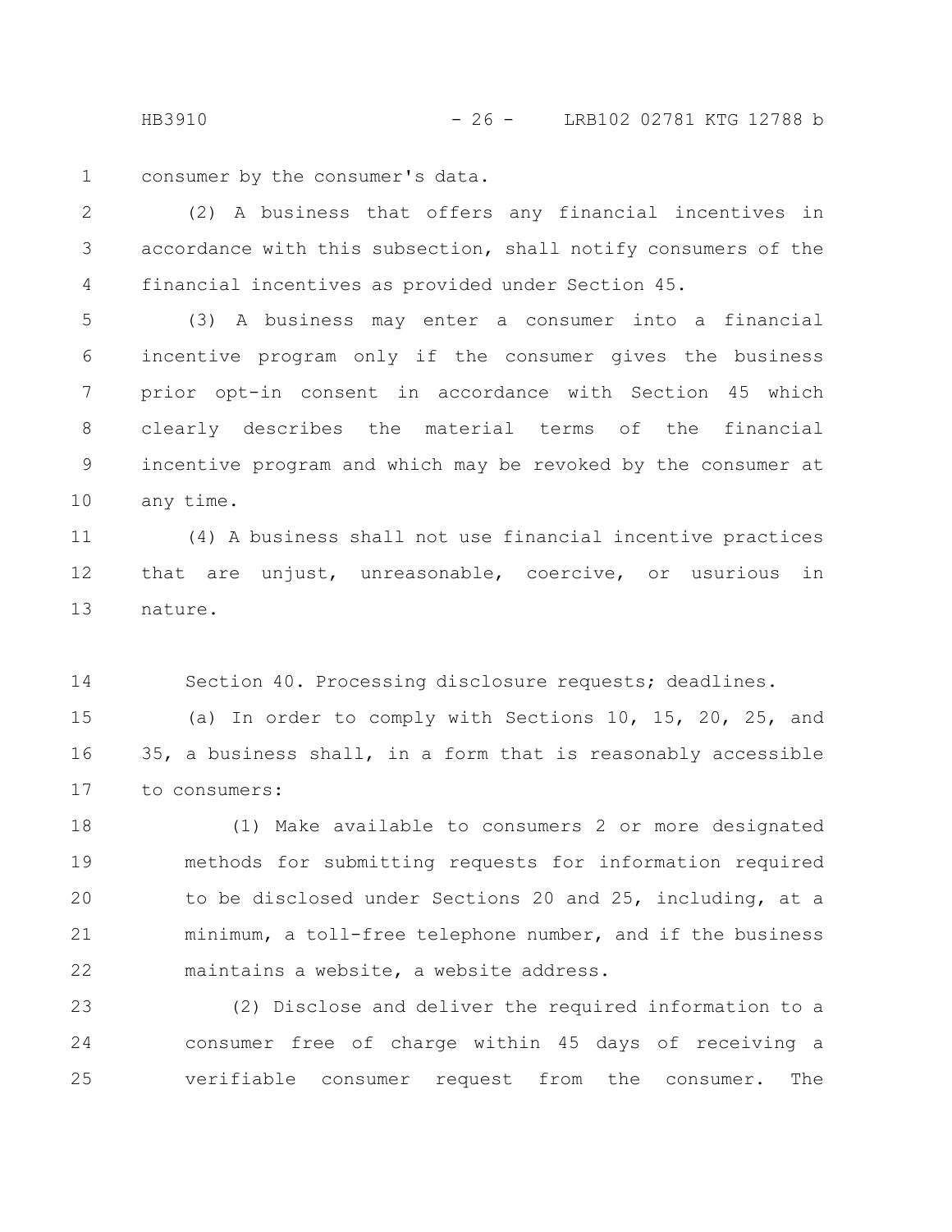consumer by the consumer's data.

(2) A business that offers any financial incentives in accordance with this subsection, shall notify consumers of the financial incentives as provided under Section 45.

(3) A business may enter a consumer into a financial incentive program only if the consumer gives the business prior opt-in consent in accordance with Section 45 which clearly describes the material terms of the financial incentive program and which may be revoked by the consumer at any time.

(4) A business shall not use financial incentive practices that are unjust, unreasonable, coercive, or usurious in nature.

Section 40. Processing disclosure requests; deadlines.

(a) In order to comply with Sections 10, 15, 20, 25, and 35, a business shall, in a form that is reasonably accessible to consumers:

(1) Make available to consumers 2 or more designated methods for submitting requests for information required to be disclosed under Sections 20 and 25, including, at a minimum, a toll-free telephone number, and if the business maintains a website, a website address.

(2) Disclose and deliver the required information to a consumer free of charge within 45 days of receiving a verifiable consumer request from the consumer. The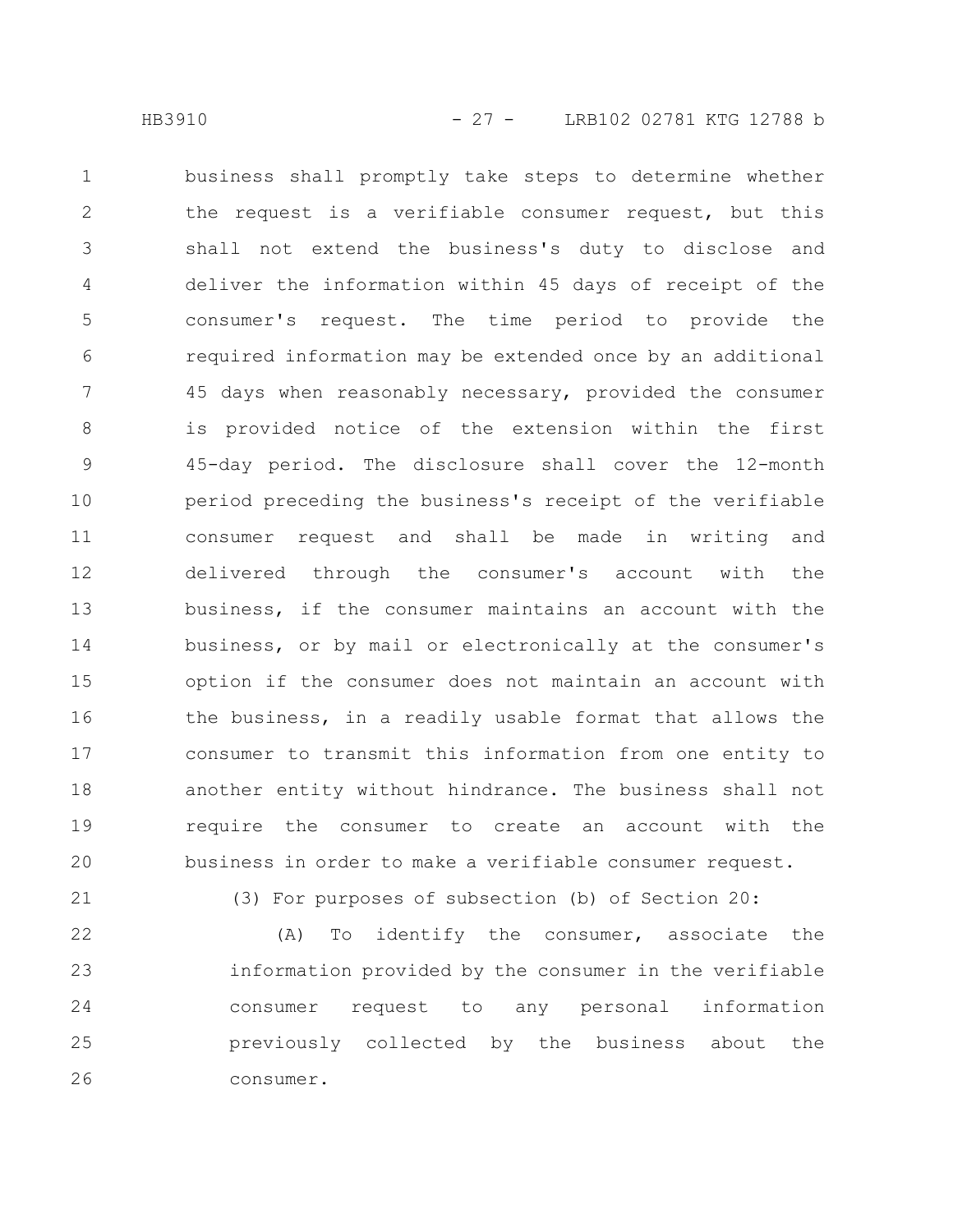business shall promptly take steps to determine whether the request is a verifiable consumer request, but this shall not extend the business's duty to disclose and deliver the information within 45 days of receipt of the consumer's request. The time period to provide the required information may be extended once by an additional 45 days when reasonably necessary, provided the consumer is provided notice of the extension within the first 45-day period. The disclosure shall cover the 12-month period preceding the business's receipt of the verifiable consumer request and shall be made in writing and delivered through the consumer's account with the business, if the consumer maintains an account with the business, or by mail or electronically at the consumer's option if the consumer does not maintain an account with the business, in a readily usable format that allows the consumer to transmit this information from one entity to another entity without hindrance. The business shall not require the consumer to create an account with the business in order to make a verifiable consumer request.

(3) For purposes of subsection (b) of Section 20:

(A) To identify the consumer, associate the information provided by the consumer in the verifiable consumer request to any personal information previously collected by the business about the consumer.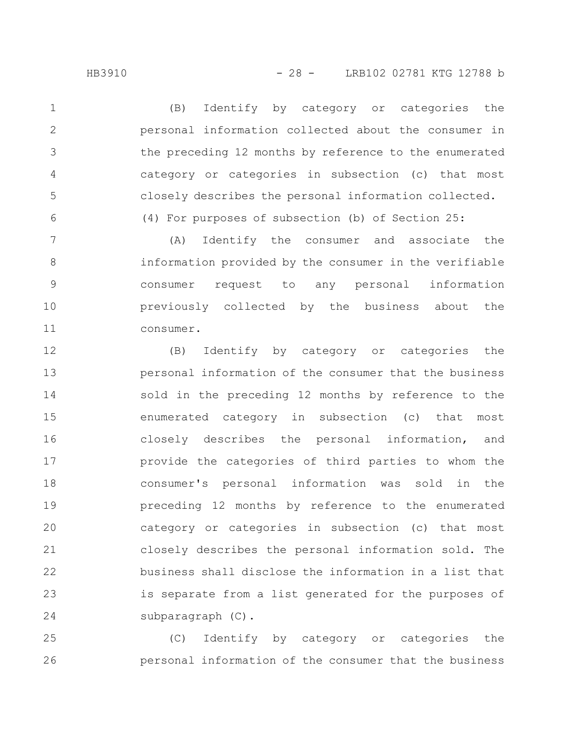(B) Identify by category or categories the personal information collected about the consumer in the preceding 12 months by reference to the enumerated category or categories in subsection (c) that most closely describes the personal information collected.

(4) For purposes of subsection (b) of Section 25:

(A) Identify the consumer and associate the information provided by the consumer in the verifiable consumer request to any personal information previously collected by the business about the consumer.

(B) Identify by category or categories the personal information of the consumer that the business sold in the preceding 12 months by reference to the enumerated category in subsection (c) that most closely describes the personal information, and provide the categories of third parties to whom the consumer's personal information was sold in the preceding 12 months by reference to the enumerated category or categories in subsection (c) that most closely describes the personal information sold. The business shall disclose the information in a list that is separate from a list generated for the purposes of subparagraph (C).

(C) Identify by category or categories the personal information of the consumer that the business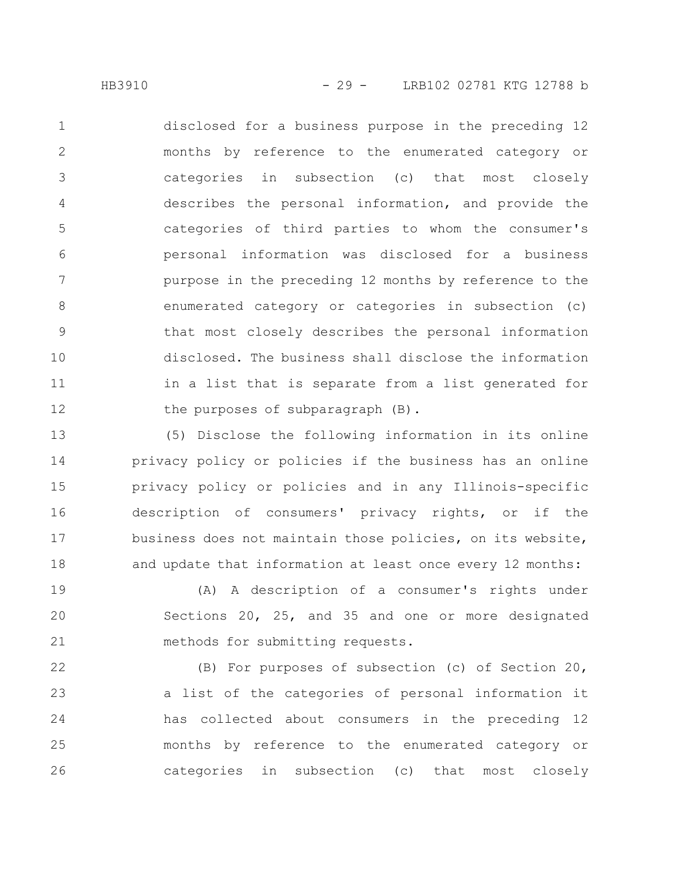disclosed for a business purpose in the preceding 12 months by reference to the enumerated category or categories in subsection (c) that most closely describes the personal information, and provide the categories of third parties to whom the consumer's personal information was disclosed for a business purpose in the preceding 12 months by reference to the enumerated category or categories in subsection (c) that most closely describes the personal information disclosed. The business shall disclose the information in a list that is separate from a list generated for the purposes of subparagraph (B).

(5) Disclose the following information in its online privacy policy or policies if the business has an online privacy policy or policies and in any Illinois-specific description of consumers' privacy rights, or if the business does not maintain those policies, on its website, and update that information at least once every 12 months:

(A) A description of a consumer's rights under Sections 20, 25, and 35 and one or more designated methods for submitting requests.

(B) For purposes of subsection (c) of Section 20, a list of the categories of personal information it has collected about consumers in the preceding 12 months by reference to the enumerated category or categories in subsection (c) that most closely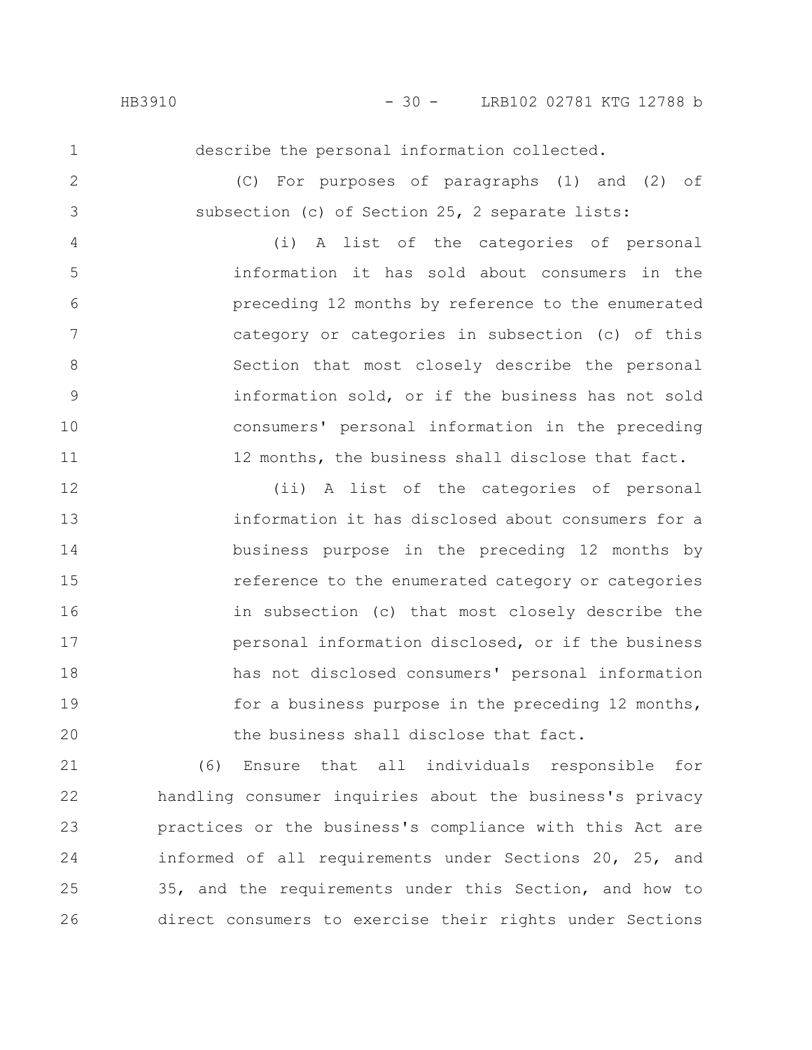describe the personal information collected.

(C) For purposes of paragraphs (1) and (2) of subsection (c) of Section 25, 2 separate lists:

(i) A list of the categories of personal information it has sold about consumers in the preceding 12 months by reference to the enumerated category or categories in subsection (c) of this Section that most closely describe the personal information sold, or if the business has not sold consumers' personal information in the preceding 12 months, the business shall disclose that fact.

(ii) A list of the categories of personal information it has disclosed about consumers for a business purpose in the preceding 12 months by reference to the enumerated category or categories in subsection (c) that most closely describe the personal information disclosed, or if the business has not disclosed consumers' personal information for a business purpose in the preceding 12 months, the business shall disclose that fact.

(6) Ensure that all individuals responsible for handling consumer inquiries about the business's privacy practices or the business's compliance with this Act are informed of all requirements under Sections 20, 25, and 35, and the requirements under this Section, and how to direct consumers to exercise their rights under Sections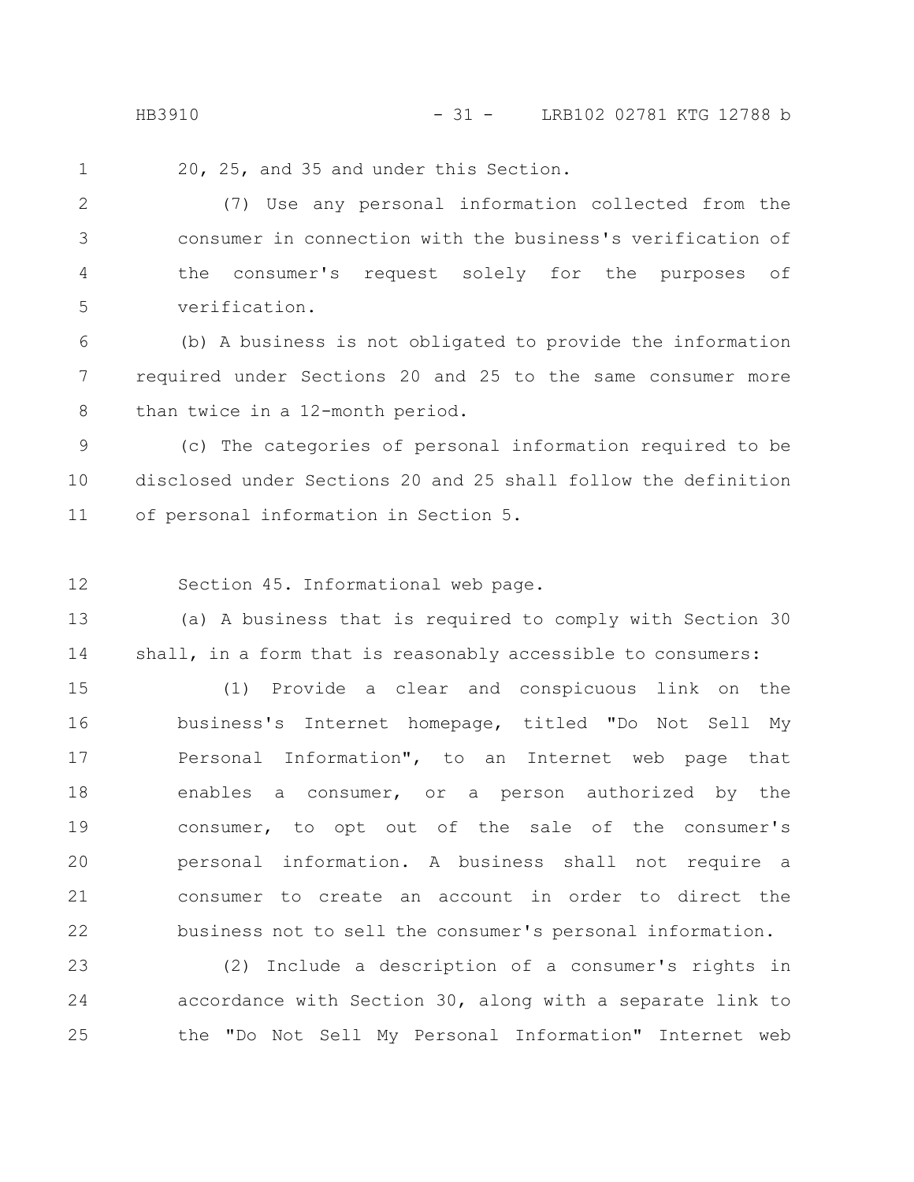20, 25, and 35 and under this Section.

(7) Use any personal information collected from the consumer in connection with the business's verification of the consumer's request solely for the purposes of verification.

(b) A business is not obligated to provide the information required under Sections 20 and 25 to the same consumer more than twice in a 12-month period.

(c) The categories of personal information required to be disclosed under Sections 20 and 25 shall follow the definition of personal information in Section 5.

Section 45. Informational web page.

(a) A business that is required to comply with Section 30 shall, in a form that is reasonably accessible to consumers:

(1) Provide a clear and conspicuous link on the business's Internet homepage, titled "Do Not Sell My Personal Information", to an Internet web page that enables a consumer, or a person authorized by the consumer, to opt out of the sale of the consumer's personal information. A business shall not require a consumer to create an account in order to direct the business not to sell the consumer's personal information.

(2) Include a description of a consumer's rights in accordance with Section 30, along with a separate link to the "Do Not Sell My Personal Information" Internet web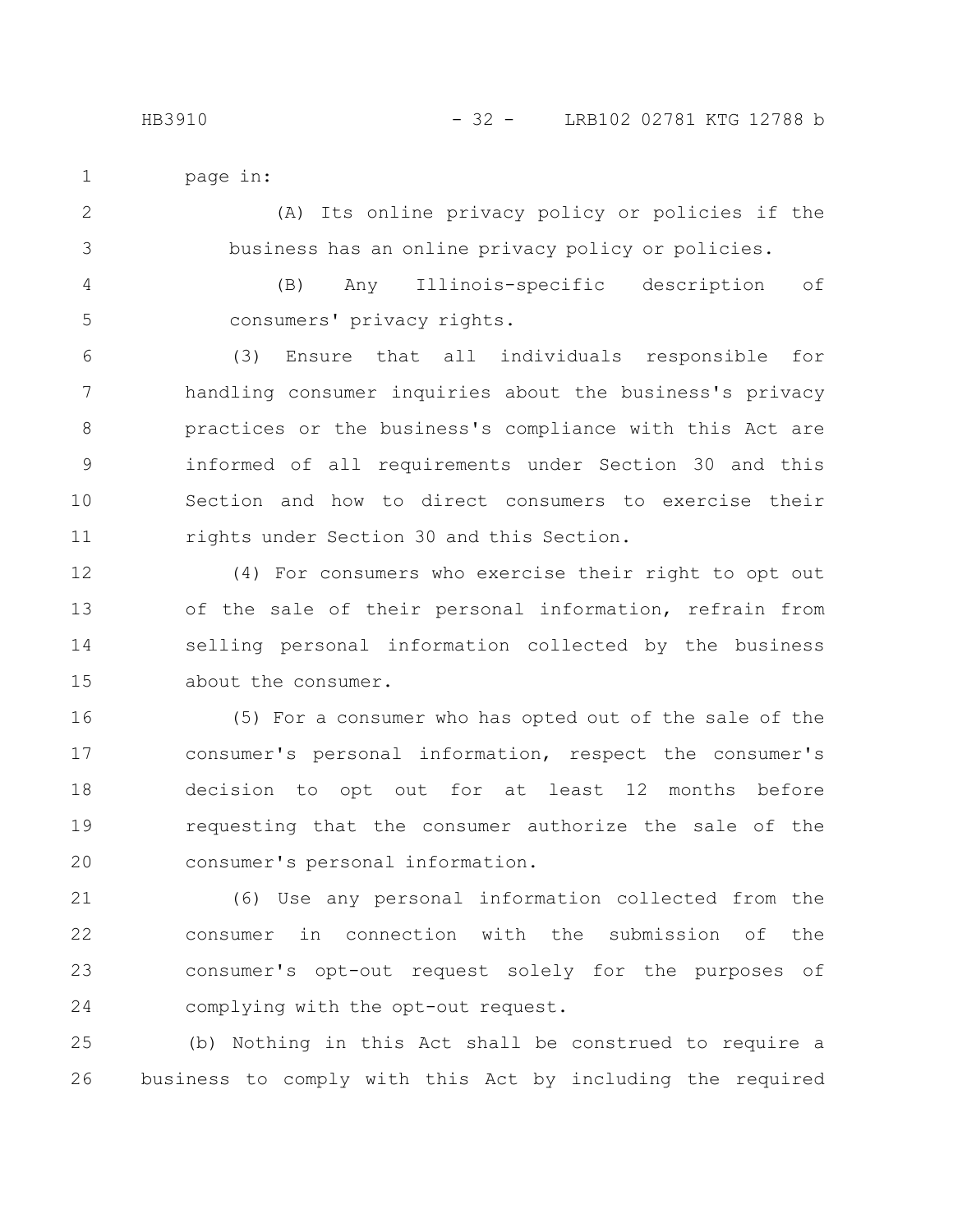page in:

(A) Its online privacy policy or policies if the business has an online privacy policy or policies.

(B) Any Illinois-specific description of consumers' privacy rights.

(3) Ensure that all individuals responsible for handling consumer inquiries about the business's privacy practices or the business's compliance with this Act are informed of all requirements under Section 30 and this Section and how to direct consumers to exercise their rights under Section 30 and this Section.

(4) For consumers who exercise their right to opt out of the sale of their personal information, refrain from selling personal information collected by the business about the consumer.

(5) For a consumer who has opted out of the sale of the consumer's personal information, respect the consumer's decision to opt out for at least 12 months before requesting that the consumer authorize the sale of the consumer's personal information.

(6) Use any personal information collected from the consumer in connection with the submission of the consumer's opt-out request solely for the purposes of complying with the opt-out request.

(b) Nothing in this Act shall be construed to require a business to comply with this Act by including the required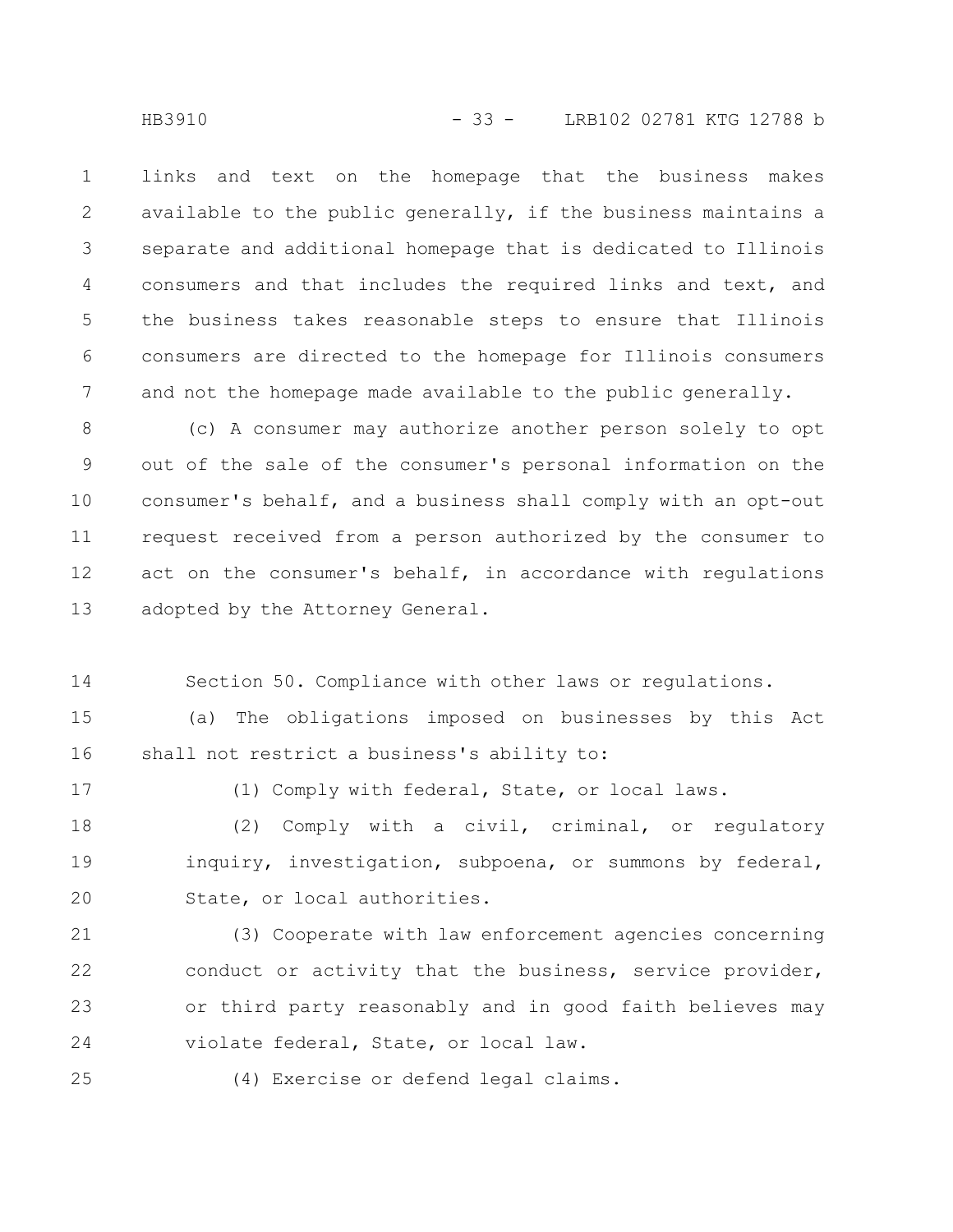links and text on the homepage that the business makes available to the public generally, if the business maintains a separate and additional homepage that is dedicated to Illinois consumers and that includes the required links and text, and the business takes reasonable steps to ensure that Illinois consumers are directed to the homepage for Illinois consumers and not the homepage made available to the public generally.

(c) A consumer may authorize another person solely to opt out of the sale of the consumer's personal information on the consumer's behalf, and a business shall comply with an opt-out request received from a person authorized by the consumer to act on the consumer's behalf, in accordance with regulations adopted by the Attorney General.

Section 50. Compliance with other laws or regulations.

(a) The obligations imposed on businesses by this Act shall not restrict a business's ability to:

(1) Comply with federal, State, or local laws.

(2) Comply with a civil, criminal, or regulatory inquiry, investigation, subpoena, or summons by federal, State, or local authorities.

(3) Cooperate with law enforcement agencies concerning conduct or activity that the business, service provider, or third party reasonably and in good faith believes may violate federal, State, or local law.

(4) Exercise or defend legal claims.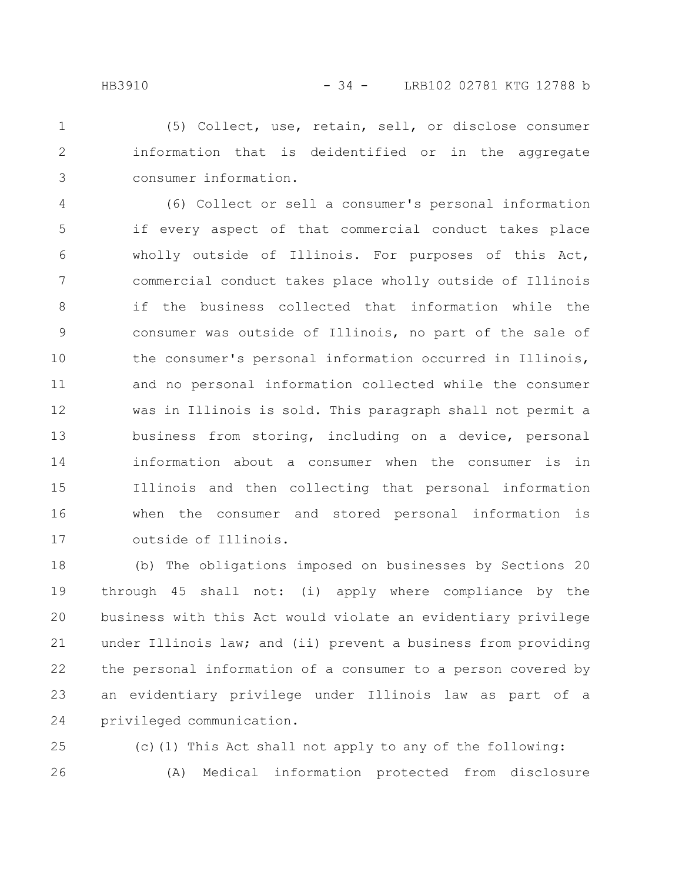(5) Collect, use, retain, sell, or disclose consumer information that is deidentified or in the aggregate consumer information.

(6) Collect or sell a consumer's personal information if every aspect of that commercial conduct takes place wholly outside of Illinois. For purposes of this Act, commercial conduct takes place wholly outside of Illinois if the business collected that information while the consumer was outside of Illinois, no part of the sale of the consumer's personal information occurred in Illinois, and no personal information collected while the consumer was in Illinois is sold. This paragraph shall not permit a business from storing, including on a device, personal information about a consumer when the consumer is in Illinois and then collecting that personal information when the consumer and stored personal information is outside of Illinois.

(b) The obligations imposed on businesses by Sections 20 through 45 shall not: (i) apply where compliance by the business with this Act would violate an evidentiary privilege under Illinois law; and (ii) prevent a business from providing the personal information of a consumer to a person covered by an evidentiary privilege under Illinois law as part of a privileged communication.

(c)(1) This Act shall not apply to any of the following:

(A) Medical information protected from disclosure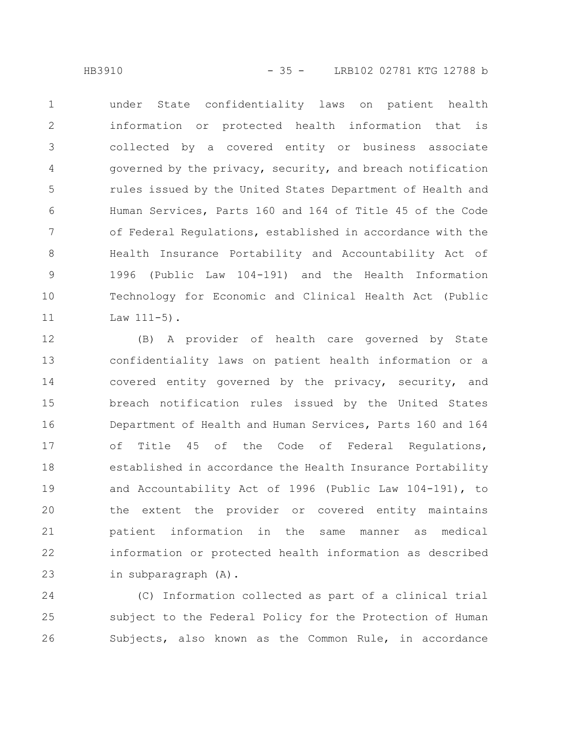under State confidentiality laws on patient health information or protected health information that is collected by a covered entity or business associate governed by the privacy, security, and breach notification rules issued by the United States Department of Health and Human Services, Parts 160 and 164 of Title 45 of the Code of Federal Regulations, established in accordance with the Health Insurance Portability and Accountability Act of 1996 (Public Law 104-191) and the Health Information Technology for Economic and Clinical Health Act (Public Law 111-5).

(B) A provider of health care governed by State confidentiality laws on patient health information or a covered entity governed by the privacy, security, and breach notification rules issued by the United States Department of Health and Human Services, Parts 160 and 164 of Title 45 of the Code of Federal Regulations, established in accordance the Health Insurance Portability and Accountability Act of 1996 (Public Law 104-191), to the extent the provider or covered entity maintains patient information in the same manner as medical information or protected health information as described in subparagraph (A).

(C) Information collected as part of a clinical trial subject to the Federal Policy for the Protection of Human Subjects, also known as the Common Rule, in accordance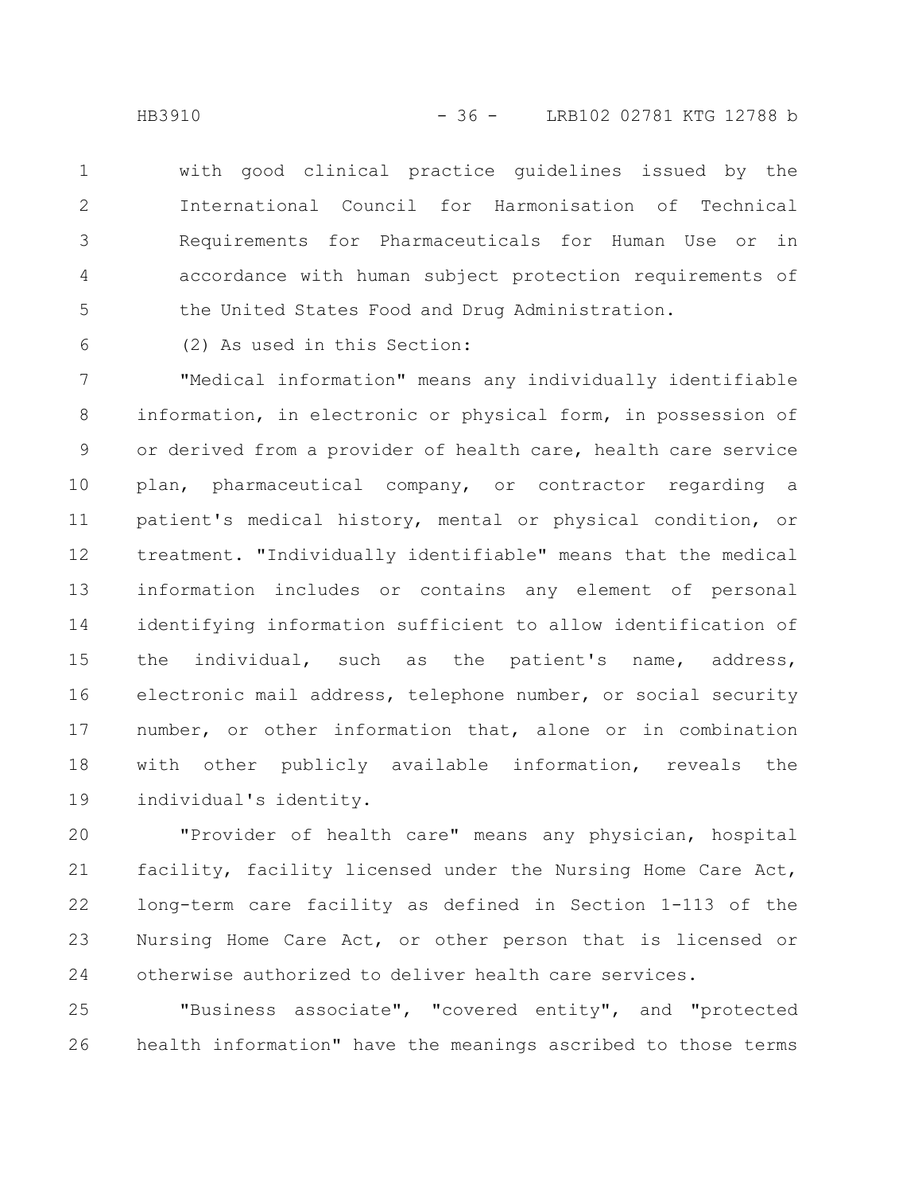with good clinical practice guidelines issued by the International Council for Harmonisation of Technical Requirements for Pharmaceuticals for Human Use or in accordance with human subject protection requirements of the United States Food and Drug Administration.

(2) As used in this Section:

"Medical information" means any individually identifiable information, in electronic or physical form, in possession of or derived from a provider of health care, health care service plan, pharmaceutical company, or contractor regarding a patient's medical history, mental or physical condition, or treatment. "Individually identifiable" means that the medical information includes or contains any element of personal identifying information sufficient to allow identification of the individual, such as the patient's name, address, electronic mail address, telephone number, or social security number, or other information that, alone or in combination with other publicly available information, reveals the individual's identity.

"Provider of health care" means any physician, hospital facility, facility licensed under the Nursing Home Care Act, long-term care facility as defined in Section 1-113 of the Nursing Home Care Act, or other person that is licensed or otherwise authorized to deliver health care services.

"Business associate", "covered entity", and "protected health information" have the meanings ascribed to those terms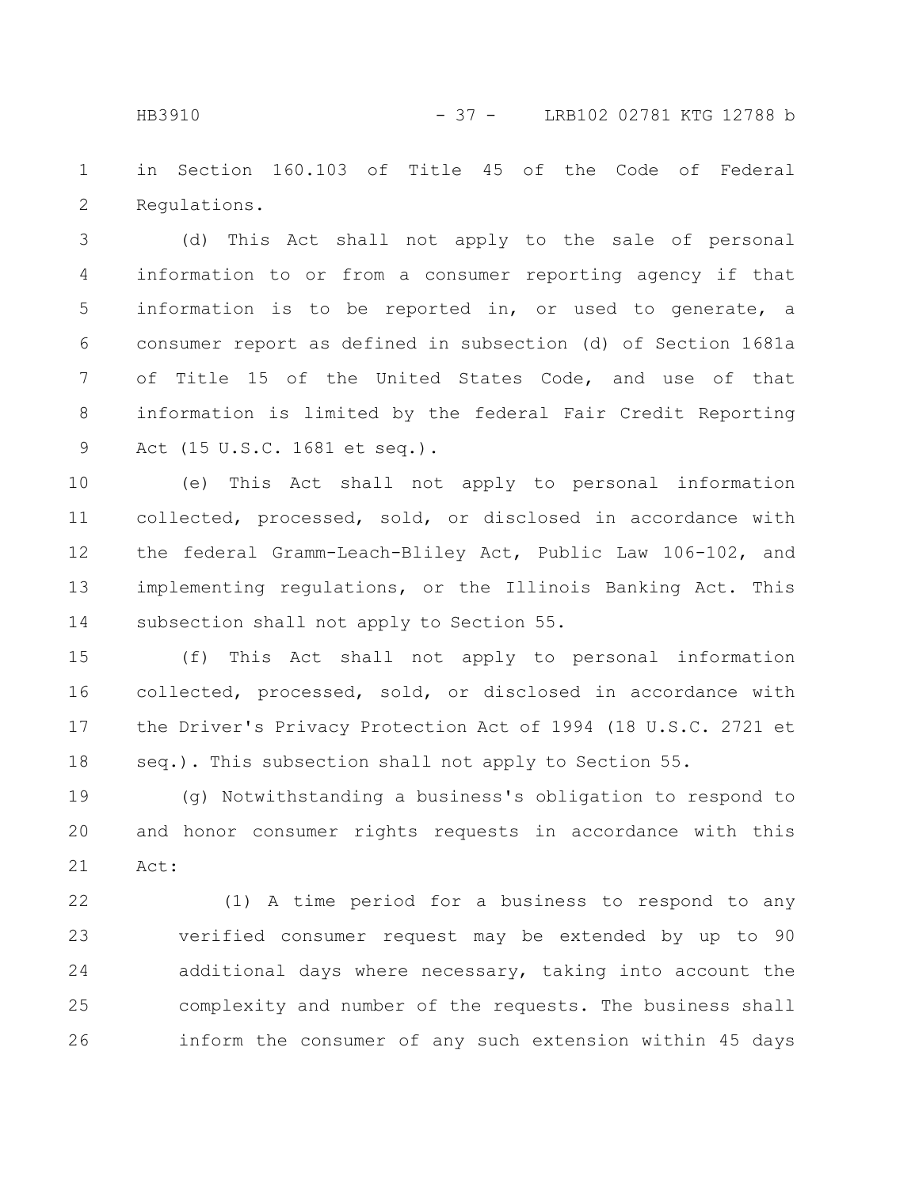in Section 160.103 of Title 45 of the Code of Federal Regulations.

(d) This Act shall not apply to the sale of personal information to or from a consumer reporting agency if that information is to be reported in, or used to generate, a consumer report as defined in subsection (d) of Section 1681a of Title 15 of the United States Code, and use of that information is limited by the federal Fair Credit Reporting Act (15 U.S.C. 1681 et seq.).

(e) This Act shall not apply to personal information collected, processed, sold, or disclosed in accordance with the federal Gramm-Leach-Bliley Act, Public Law 106-102, and implementing regulations, or the Illinois Banking Act. This subsection shall not apply to Section 55.

(f) This Act shall not apply to personal information collected, processed, sold, or disclosed in accordance with the Driver's Privacy Protection Act of 1994 (18 U.S.C. 2721 et seq.). This subsection shall not apply to Section 55.

(g) Notwithstanding a business's obligation to respond to and honor consumer rights requests in accordance with this Act:

(1) A time period for a business to respond to any verified consumer request may be extended by up to 90 additional days where necessary, taking into account the complexity and number of the requests. The business shall inform the consumer of any such extension within 45 days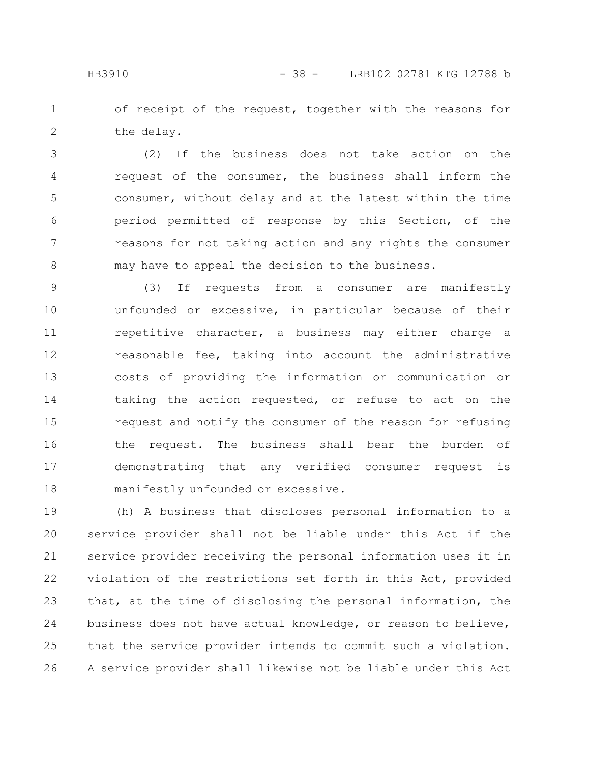of receipt of the request, together with the reasons for the delay.

(2) If the business does not take action on the request of the consumer, the business shall inform the consumer, without delay and at the latest within the time period permitted of response by this Section, of the reasons for not taking action and any rights the consumer may have to appeal the decision to the business.

(3) If requests from a consumer are manifestly unfounded or excessive, in particular because of their repetitive character, a business may either charge a reasonable fee, taking into account the administrative costs of providing the information or communication or taking the action requested, or refuse to act on the request and notify the consumer of the reason for refusing the request. The business shall bear the burden of demonstrating that any verified consumer request is manifestly unfounded or excessive.

(h) A business that discloses personal information to a service provider shall not be liable under this Act if the service provider receiving the personal information uses it in violation of the restrictions set forth in this Act, provided that, at the time of disclosing the personal information, the business does not have actual knowledge, or reason to believe, that the service provider intends to commit such a violation. A service provider shall likewise not be liable under this Act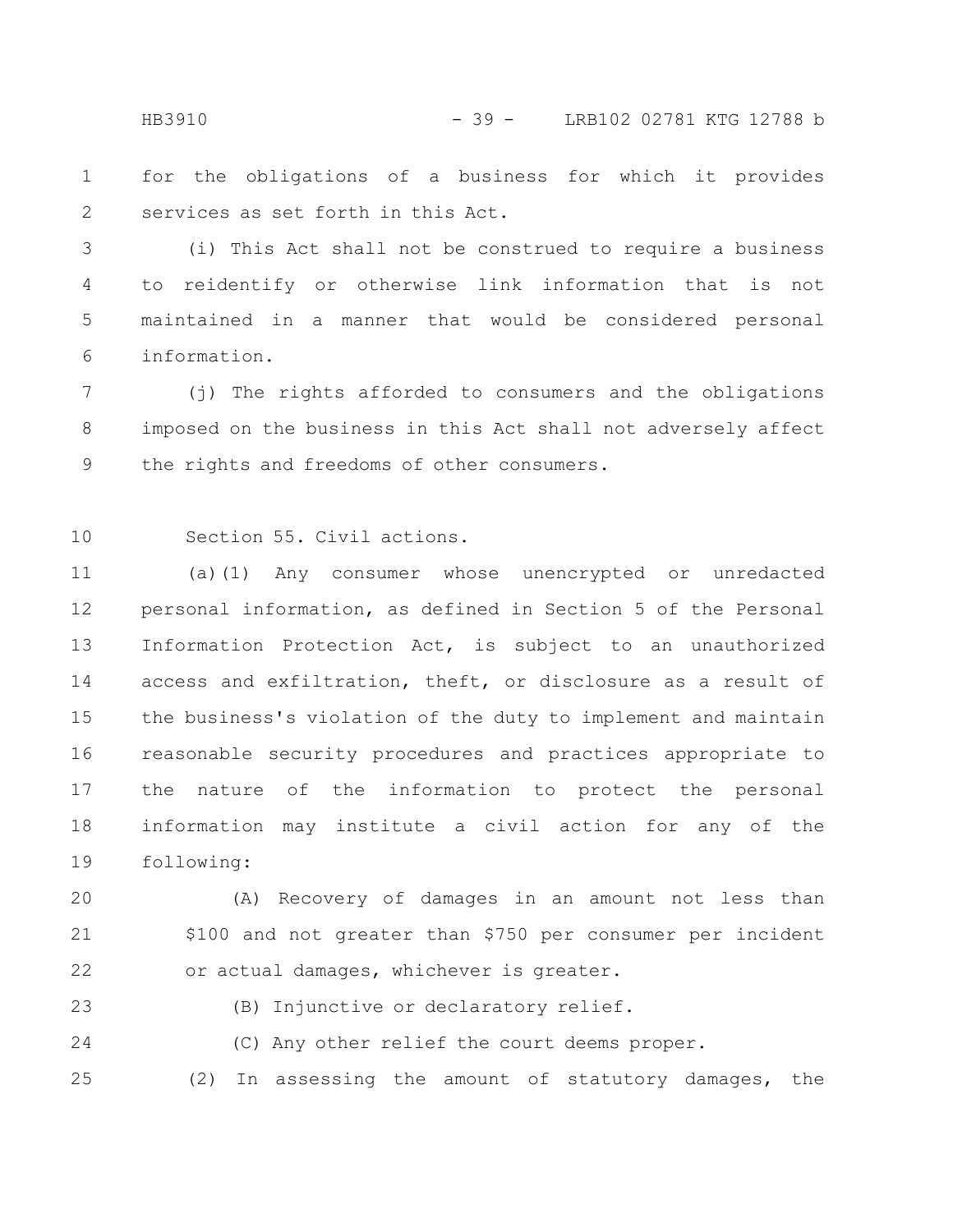for the obligations of a business for which it provides services as set forth in this Act.

(i) This Act shall not be construed to require a business to reidentify or otherwise link information that is not maintained in a manner that would be considered personal information.

(j) The rights afforded to consumers and the obligations imposed on the business in this Act shall not adversely affect the rights and freedoms of other consumers.

Section 55. Civil actions.

(a)(1) Any consumer whose unencrypted or unredacted personal information, as defined in Section 5 of the Personal Information Protection Act, is subject to an unauthorized access and exfiltration, theft, or disclosure as a result of the business's violation of the duty to implement and maintain reasonable security procedures and practices appropriate to the nature of the information to protect the personal information may institute a civil action for any of the following:

(A) Recovery of damages in an amount not less than $100 and not greater than $750 per consumer per incident or actual damages, whichever is greater.

(B) Injunctive or declaratory relief.

(C) Any other relief the court deems proper.

(2) In assessing the amount of statutory damages, the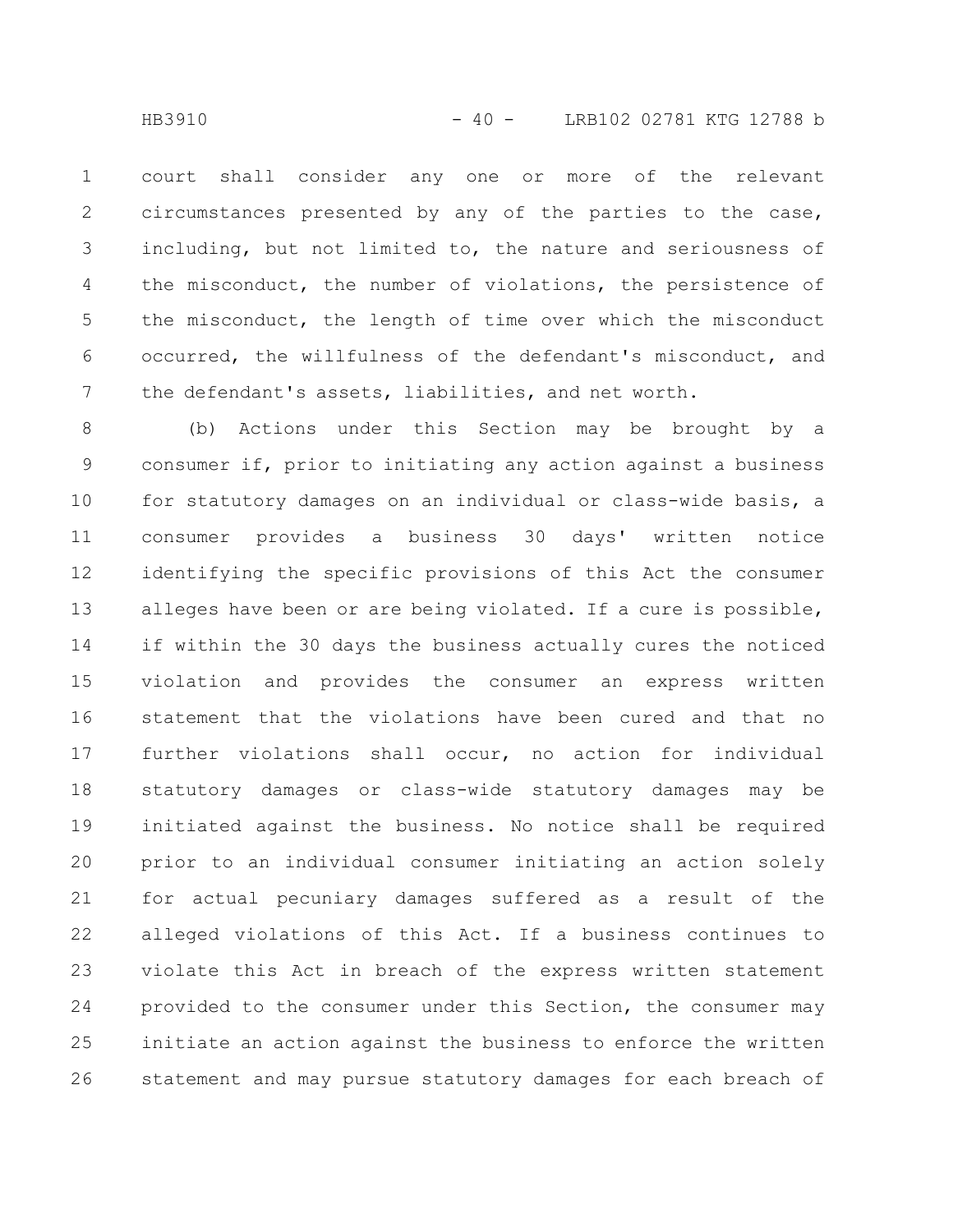court shall consider any one or more of the relevant circumstances presented by any of the parties to the case, including, but not limited to, the nature and seriousness of the misconduct, the number of violations, the persistence of the misconduct, the length of time over which the misconduct occurred, the willfulness of the defendant's misconduct, and the defendant's assets, liabilities, and net worth.

(b) Actions under this Section may be brought by a consumer if, prior to initiating any action against a business for statutory damages on an individual or class-wide basis, a consumer provides a business 30 days' written notice identifying the specific provisions of this Act the consumer alleges have been or are being violated. If a cure is possible, if within the 30 days the business actually cures the noticed violation and provides the consumer an express written statement that the violations have been cured and that no further violations shall occur, no action for individual statutory damages or class-wide statutory damages may be initiated against the business. No notice shall be required prior to an individual consumer initiating an action solely for actual pecuniary damages suffered as a result of the alleged violations of this Act. If a business continues to violate this Act in breach of the express written statement provided to the consumer under this Section, the consumer may initiate an action against the business to enforce the written statement and may pursue statutory damages for each breach of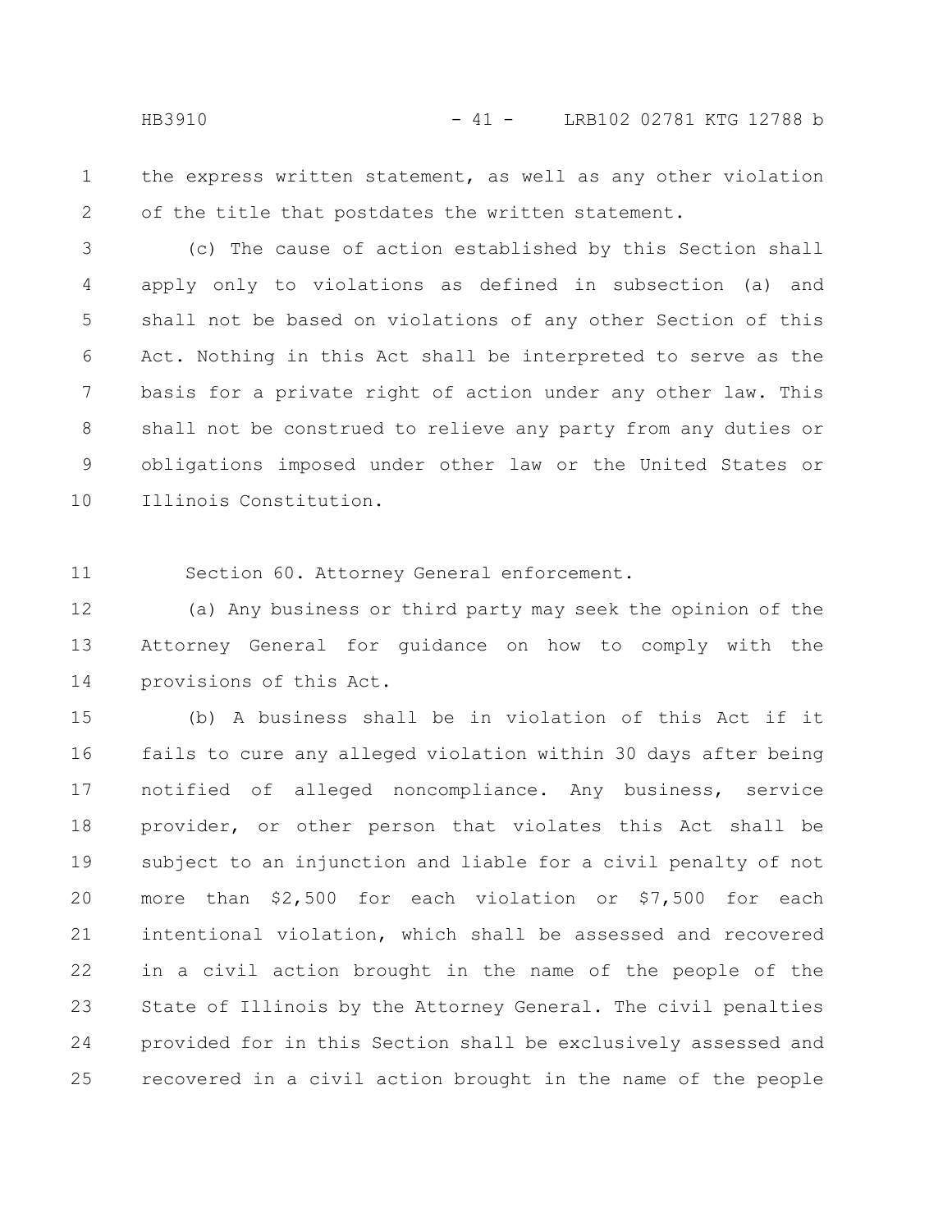the express written statement, as well as any other violation of the title that postdates the written statement.

(c) The cause of action established by this Section shall apply only to violations as defined in subsection (a) and shall not be based on violations of any other Section of this Act. Nothing in this Act shall be interpreted to serve as the basis for a private right of action under any other law. This shall not be construed to relieve any party from any duties or obligations imposed under other law or the United States or Illinois Constitution.

Section 60. Attorney General enforcement.

(a) Any business or third party may seek the opinion of the Attorney General for guidance on how to comply with the provisions of this Act.

(b) A business shall be in violation of this Act if it fails to cure any alleged violation within 30 days after being notified of alleged noncompliance. Any business, service provider, or other person that violates this Act shall be subject to an injunction and liable for a civil penalty of not more than $2,500 for each violation or $7,500 for each intentional violation, which shall be assessed and recovered in a civil action brought in the name of the people of the State of Illinois by the Attorney General. The civil penalties provided for in this Section shall be exclusively assessed and recovered in a civil action brought in the name of the people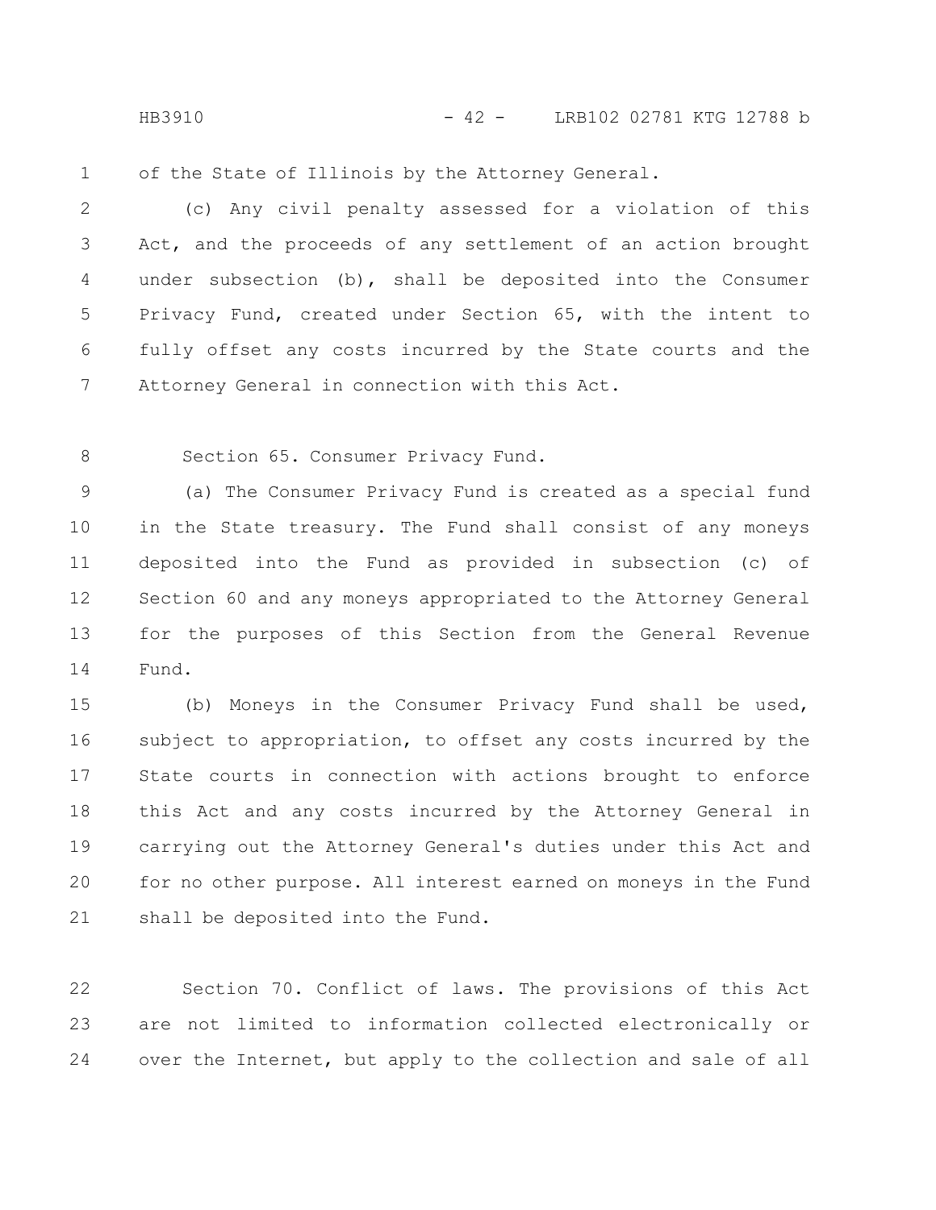of the State of Illinois by the Attorney General.

(c) Any civil penalty assessed for a violation of this Act, and the proceeds of any settlement of an action brought under subsection (b), shall be deposited into the Consumer Privacy Fund, created under Section 65, with the intent to fully offset any costs incurred by the State courts and the Attorney General in connection with this Act.

Section 65. Consumer Privacy Fund.

(a) The Consumer Privacy Fund is created as a special fund in the State treasury. The Fund shall consist of any moneys deposited into the Fund as provided in subsection (c) of Section 60 and any moneys appropriated to the Attorney General for the purposes of this Section from the General Revenue Fund.

(b) Moneys in the Consumer Privacy Fund shall be used, subject to appropriation, to offset any costs incurred by the State courts in connection with actions brought to enforce this Act and any costs incurred by the Attorney General in carrying out the Attorney General's duties under this Act and for no other purpose. All interest earned on moneys in the Fund shall be deposited into the Fund.

Section 70. Conflict of laws. The provisions of this Act are not limited to information collected electronically or over the Internet, but apply to the collection and sale of all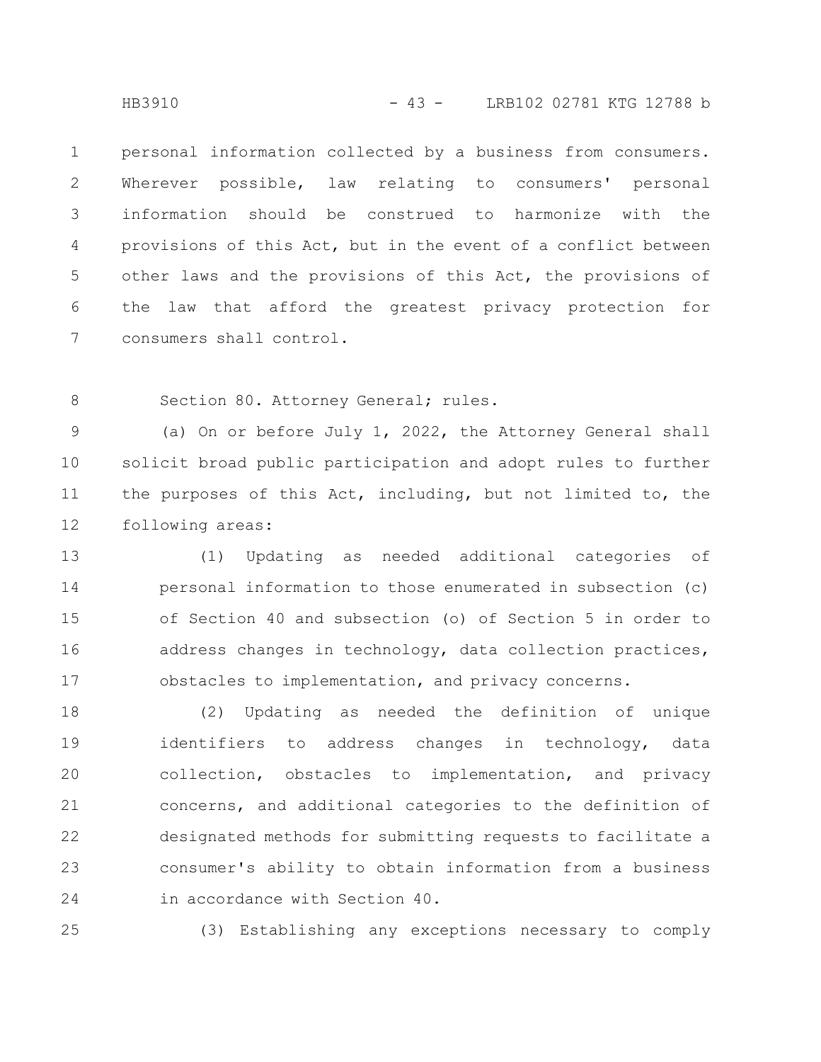personal information collected by a business from consumers. Wherever possible, law relating to consumers' personal information should be construed to harmonize with the provisions of this Act, but in the event of a conflict between other laws and the provisions of this Act, the provisions of the law that afford the greatest privacy protection for consumers shall control.

Section 80. Attorney General; rules.

(a) On or before July 1, 2022, the Attorney General shall solicit broad public participation and adopt rules to further the purposes of this Act, including, but not limited to, the following areas:

(1) Updating as needed additional categories of personal information to those enumerated in subsection (c) of Section 40 and subsection (o) of Section 5 in order to address changes in technology, data collection practices, obstacles to implementation, and privacy concerns.

(2) Updating as needed the definition of unique identifiers to address changes in technology, data collection, obstacles to implementation, and privacy concerns, and additional categories to the definition of designated methods for submitting requests to facilitate a consumer's ability to obtain information from a business in accordance with Section 40.

(3) Establishing any exceptions necessary to comply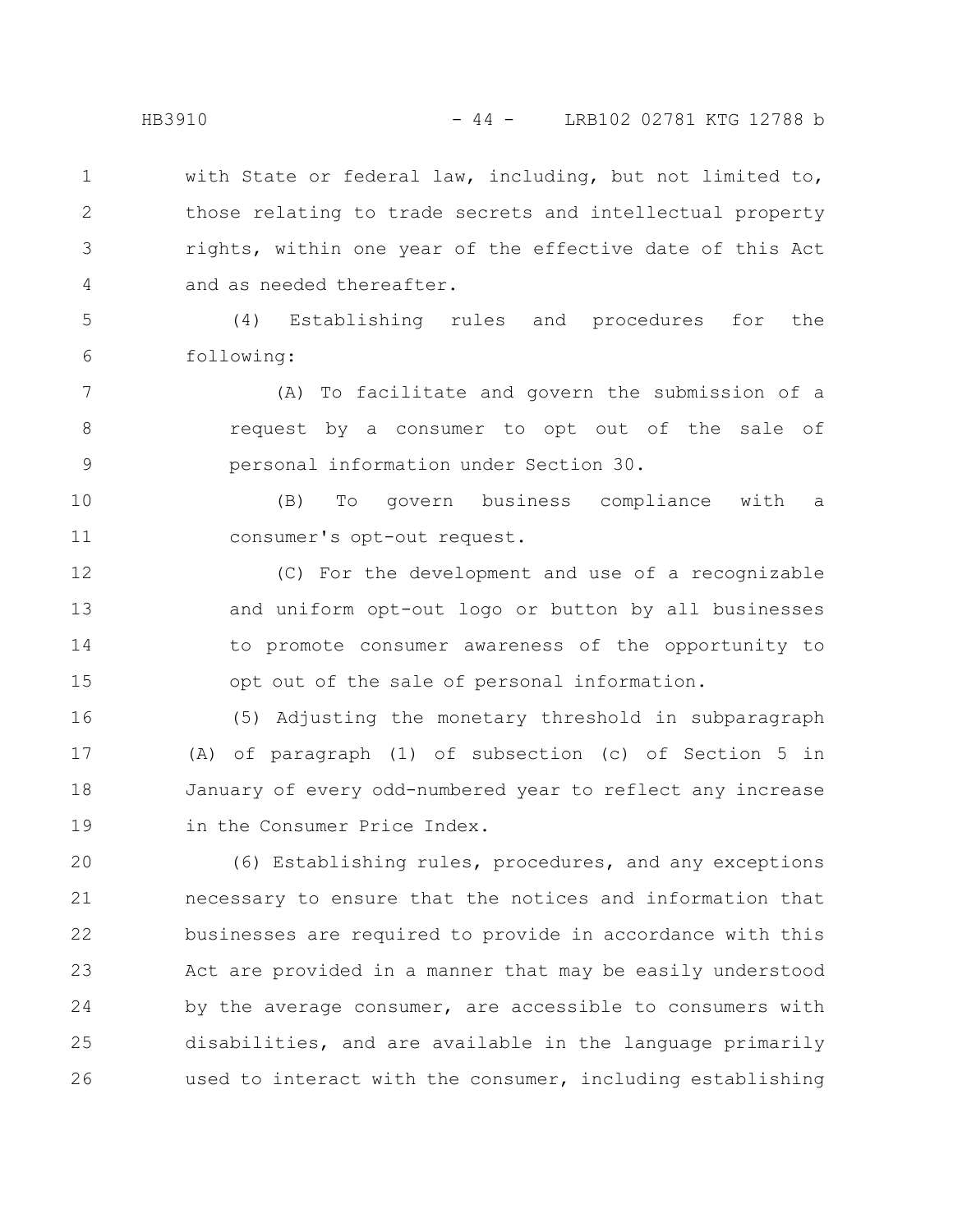with State or federal law, including, but not limited to, those relating to trade secrets and intellectual property rights, within one year of the effective date of this Act and as needed thereafter.

(4) Establishing rules and procedures for the following:

(A) To facilitate and govern the submission of a request by a consumer to opt out of the sale of personal information under Section 30.

(B) To govern business compliance with a consumer's opt-out request.

(C) For the development and use of a recognizable and uniform opt-out logo or button by all businesses to promote consumer awareness of the opportunity to opt out of the sale of personal information.

(5) Adjusting the monetary threshold in subparagraph (A) of paragraph (1) of subsection (c) of Section 5 in January of every odd-numbered year to reflect any increase in the Consumer Price Index.

(6) Establishing rules, procedures, and any exceptions necessary to ensure that the notices and information that businesses are required to provide in accordance with this Act are provided in a manner that may be easily understood by the average consumer, are accessible to consumers with disabilities, and are available in the language primarily used to interact with the consumer, including establishing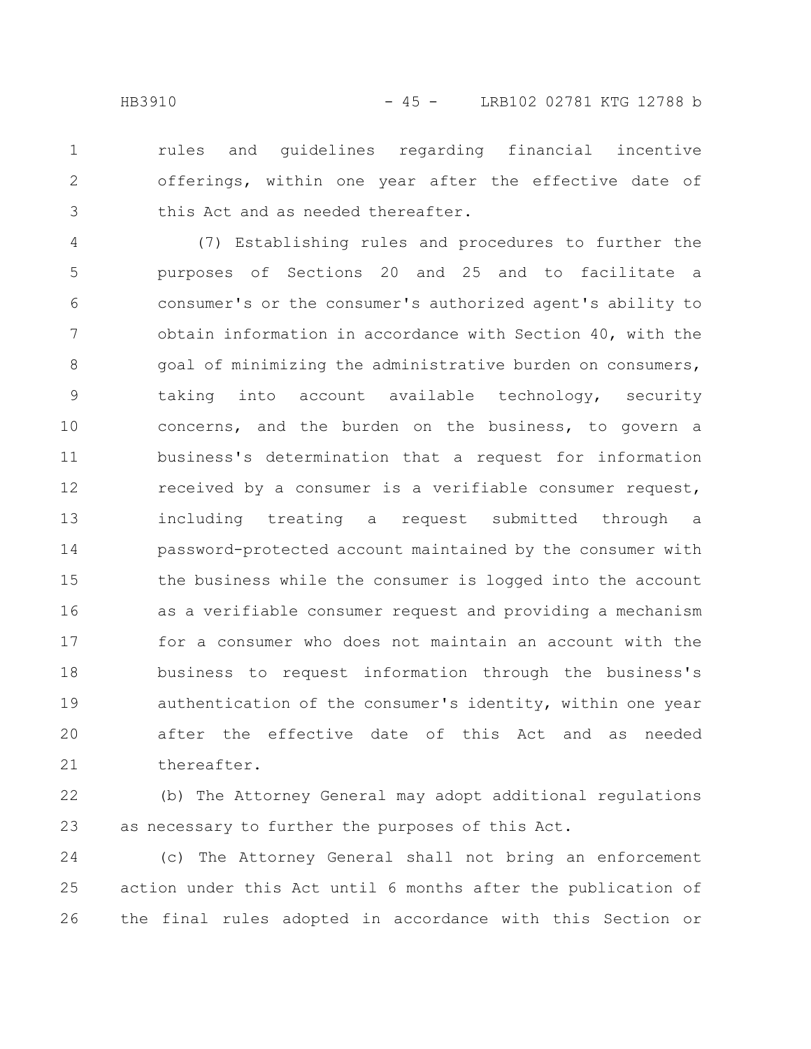rules and guidelines regarding financial incentive offerings, within one year after the effective date of this Act and as needed thereafter.

(7) Establishing rules and procedures to further the purposes of Sections 20 and 25 and to facilitate a consumer's or the consumer's authorized agent's ability to obtain information in accordance with Section 40, with the goal of minimizing the administrative burden on consumers, taking into account available technology, security concerns, and the burden on the business, to govern a business's determination that a request for information received by a consumer is a verifiable consumer request, including treating a request submitted through a password-protected account maintained by the consumer with the business while the consumer is logged into the account as a verifiable consumer request and providing a mechanism for a consumer who does not maintain an account with the business to request information through the business's authentication of the consumer's identity, within one year after the effective date of this Act and as needed thereafter.

(b) The Attorney General may adopt additional regulations as necessary to further the purposes of this Act.

(c) The Attorney General shall not bring an enforcement action under this Act until 6 months after the publication of the final rules adopted in accordance with this Section or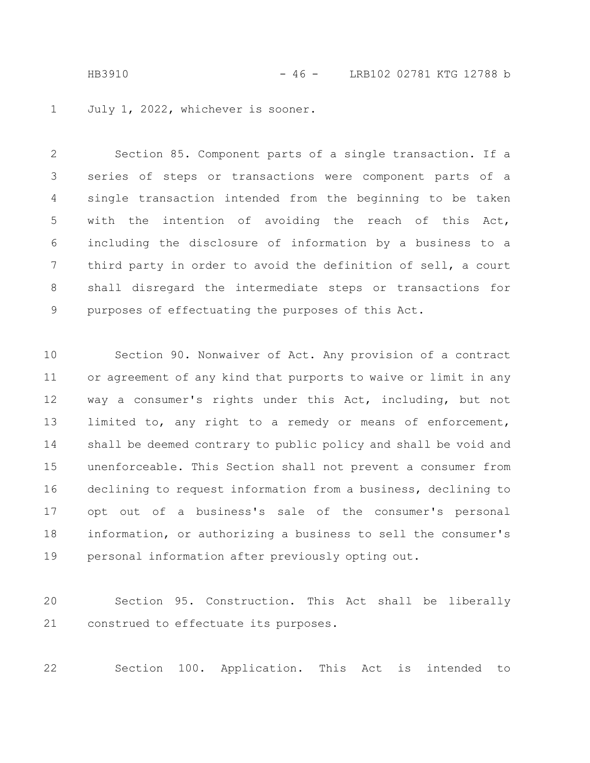July 1, 2022, whichever is sooner.

Section 85. Component parts of a single transaction. If a series of steps or transactions were component parts of a single transaction intended from the beginning to be taken with the intention of avoiding the reach of this Act, including the disclosure of information by a business to a third party in order to avoid the definition of sell, a court shall disregard the intermediate steps or transactions for purposes of effectuating the purposes of this Act.

Section 90. Nonwaiver of Act. Any provision of a contract or agreement of any kind that purports to waive or limit in any way a consumer's rights under this Act, including, but not limited to, any right to a remedy or means of enforcement, shall be deemed contrary to public policy and shall be void and unenforceable. This Section shall not prevent a consumer from declining to request information from a business, declining to opt out of a business's sale of the consumer's personal information, or authorizing a business to sell the consumer's personal information after previously opting out.

Section 95. Construction. This Act shall be liberally construed to effectuate its purposes.

Section 100. Application. This Act is intended to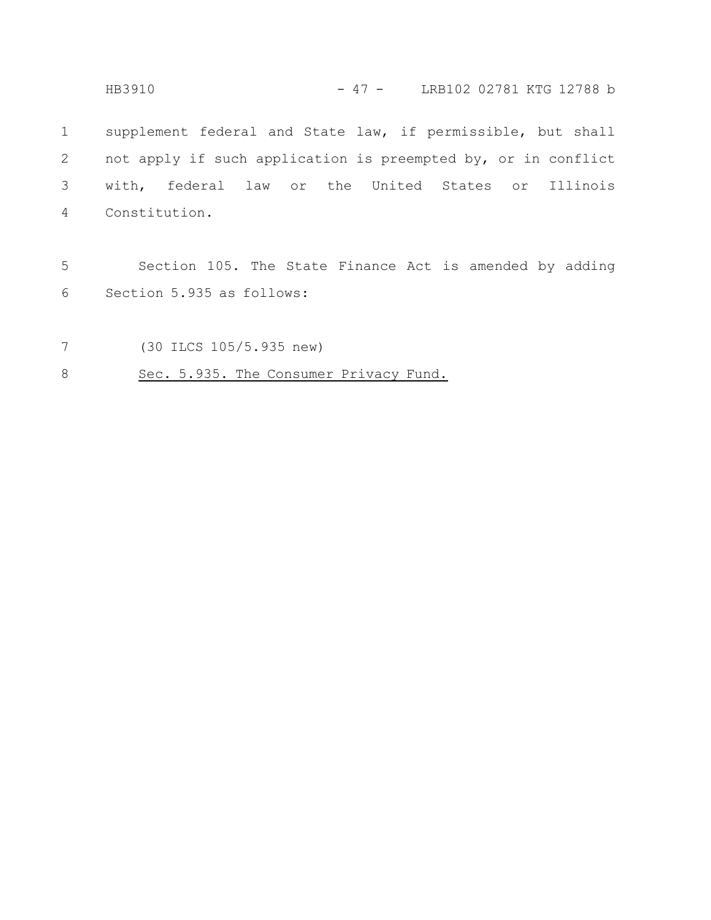supplement federal and State law, if permissible, but shall not apply if such application is preempted by, or in conflict with, federal law or the United States or Illinois Constitution.

Section 105. The State Finance Act is amended by adding Section 5.935 as follows:

(30 ILCS 105/5.935 new)

Sec. 5.935. The Consumer Privacy Fund.